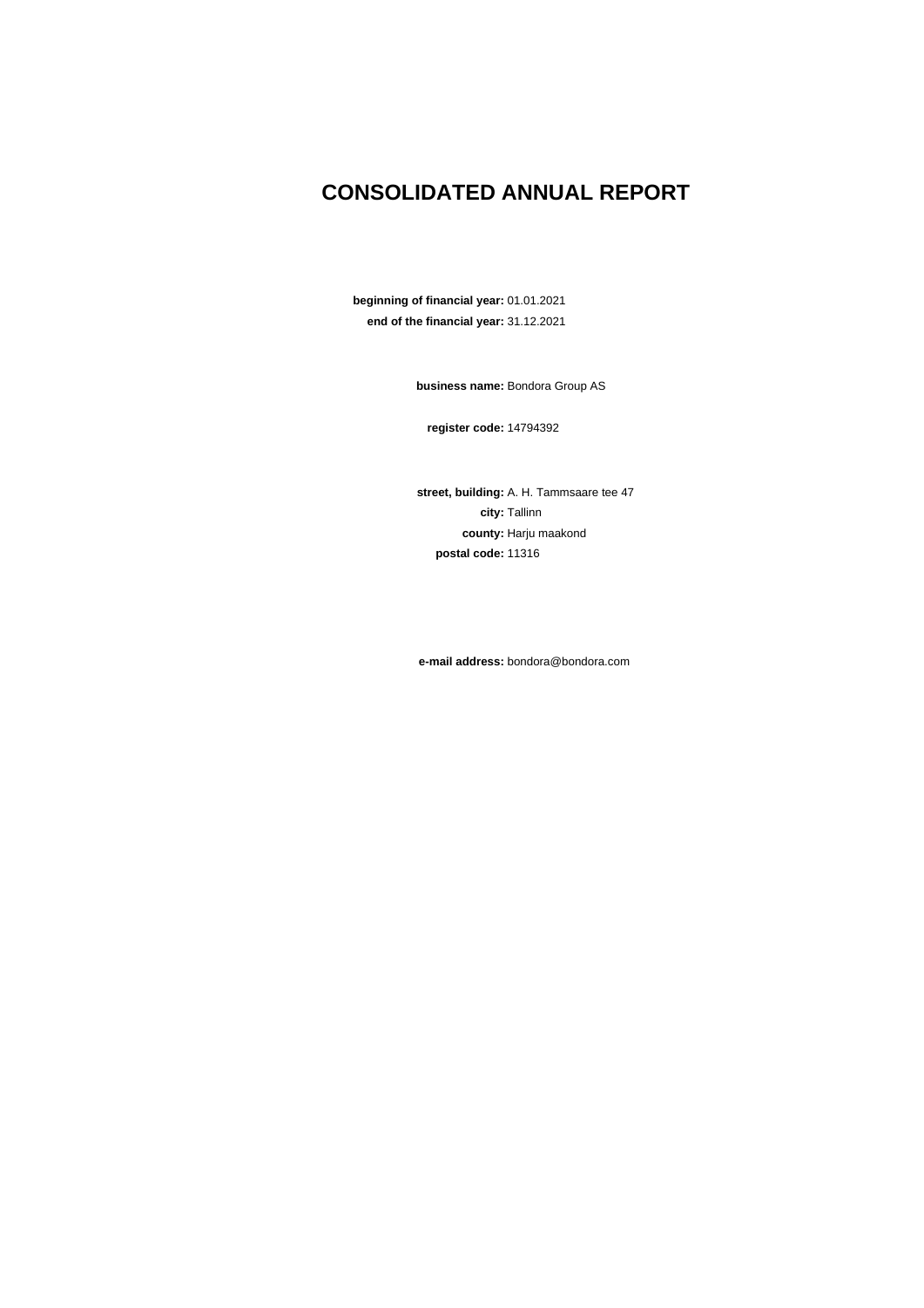# CONSOLIDATED ANNUAL REPORT

**beginning of financial year:** 01.01.2021

**end of the financial year:** 31.12.2021

**business name:** Bondora Group AS

**register code:** 14794392

**street, building:** A. H. Tammsaare tee 47

**city:** Tallinn

**county:** Harju maakond

**postal code:** 11316

**e-mail address:** bondora@bondora.com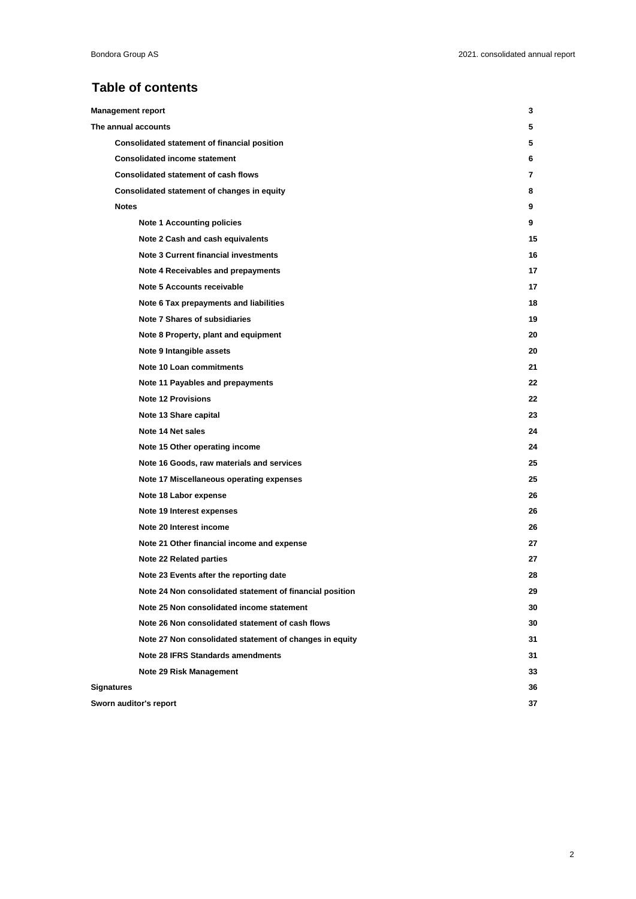# Table of contents

| | |
|---|---|
| **Management report** | **3** |
| **The annual accounts** | **5** |
| **Consolidated statement of financial position** | **5** |
| **Consolidated income statement** | **6** |
| **Consolidated statement of cash flows** | **7** |
| **Consolidated statement of changes in equity** | **8** |
| **Notes** | **9** |
| **Note 1 Accounting policies** | **9** |
| **Note 2 Cash and cash equivalents** | **15** |
| **Note 3 Current financial investments** | **16** |
| **Note 4 Receivables and prepayments** | **17** |
| **Note 5 Accounts receivable** | **17** |
| **Note 6 Tax prepayments and liabilities** | **18** |
| **Note 7 Shares of subsidiaries** | **19** |
| **Note 8 Property, plant and equipment** | **20** |
| **Note 9 Intangible assets** | **20** |
| **Note 10 Loan commitments** | **21** |
| **Note 11 Payables and prepayments** | **22** |
| **Note 12 Provisions** | **22** |
| **Note 13 Share capital** | **23** |
| **Note 14 Net sales** | **24** |
| **Note 15 Other operating income** | **24** |
| **Note 16 Goods, raw materials and services** | **25** |
| **Note 17 Miscellaneous operating expenses** | **25** |
| **Note 18 Labor expense** | **26** |
| **Note 19 Interest expenses** | **26** |
| **Note 20 Interest income** | **26** |
| **Note 21 Other financial income and expense** | **27** |
| **Note 22 Related parties** | **27** |
| **Note 23 Events after the reporting date** | **28** |
| **Note 24 Non consolidated statement of financial position** | **29** |
| **Note 25 Non consolidated income statement** | **30** |
| **Note 26 Non consolidated statement of cash flows** | **30** |
| **Note 27 Non consolidated statement of changes in equity** | **31** |
| **Note 28 IFRS Standards amendments** | **31** |
| **Note 29 Risk Management** | **33** |
| **Signatures** | **36** |
| **Sworn auditor's report** | **37** |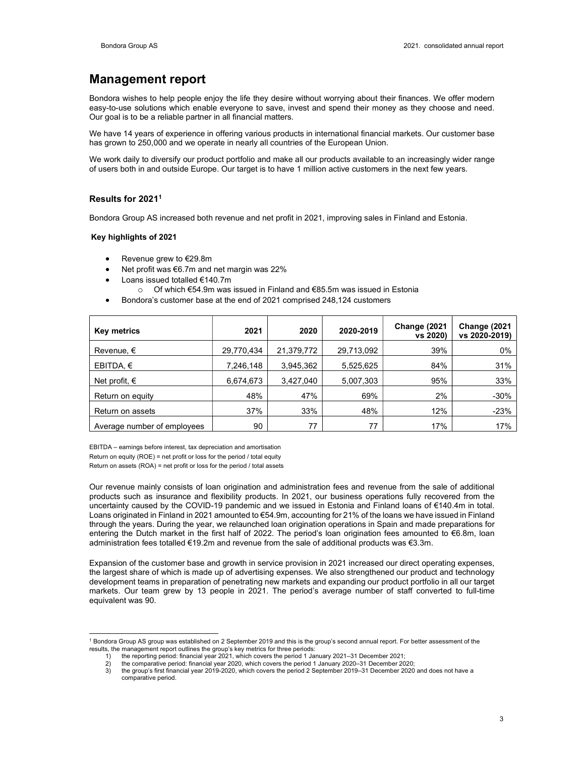# Management report

Bondora wishes to help people enjoy the life they desire without worrying about their finances. We offer modern easy-to-use solutions which enable everyone to save, invest and spend their money as they choose and need. Our goal is to be a reliable partner in all financial matters.

We have 14 years of experience in offering various products in international financial markets. Our customer base has grown to 250,000 and we operate in nearly all countries of the European Union.

We work daily to diversify our product portfolio and make all our products available to an increasingly wider range of users both in and outside Europe. Our target is to have 1 million active customers in the next few years.

## Results for 2021[1]

Bondora Group AS increased both revenue and net profit in 2021, improving sales in Finland and Estonia.

### Key highlights of 2021

- Revenue grew to €29.8m
- Net profit was €6.7m and net margin was 22%
- Loans issued totalled €140.7m
  - Of which €54.9m was issued in Finland and €85.5m was issued in Estonia
- Bondora's customer base at the end of 2021 comprised 248,124 customers

| Key metrics | 2021 | 2020 | 2020-2019 | Change (2021 vs 2020) | Change (2021 vs 2020-2019) |
|---|---|---|---|---|---|
| Revenue, € | 29,770,434 | 21,379,772 | 29,713,092 | 39% | 0% |
| EBITDA, € | 7,246,148 | 3,945,362 | 5,525,625 | 84% | 31% |
| Net profit, € | 6,674,673 | 3,427,040 | 5,007,303 | 95% | 33% |
| Return on equity | 48% | 47% | 69% | 2% | -30% |
| Return on assets | 37% | 33% | 48% | 12% | -23% |
| Average number of employees | 90 | 77 | 77 | 17% | 17% |

EBITDA – earnings before interest, tax depreciation and amortisation
Return on equity (ROE) = net profit or loss for the period / total equity
Return on assets (ROA) = net profit or loss for the period / total assets

Our revenue mainly consists of loan origination and administration fees and revenue from the sale of additional products such as insurance and flexibility products. In 2021, our business operations fully recovered from the uncertainty caused by the COVID-19 pandemic and we issued in Estonia and Finland loans of €140.4m in total. Loans originated in Finland in 2021 amounted to €54.9m, accounting for 21% of the loans we have issued in Finland through the years. During the year, we relaunched loan origination operations in Spain and made preparations for entering the Dutch market in the first half of 2022. The period's loan origination fees amounted to €6.8m, loan administration fees totalled €19.2m and revenue from the sale of additional products was €3.3m.

Expansion of the customer base and growth in service provision in 2021 increased our direct operating expenses, the largest share of which is made up of advertising expenses. We also strengthened our product and technology development teams in preparation of penetrating new markets and expanding our product portfolio in all our target markets. Our team grew by 13 people in 2021. The period's average number of staff converted to full-time equivalent was 90.

[1] Bondora Group AS group was established on 2 September 2019 and this is the group's second annual report. For better assessment of the results, the management report outlines the group's key metrics for three periods:

1) the reporting period: financial year 2021, which covers the period 1 January 2021–31 December 2021;
2) the comparative period: financial year 2020, which covers the period 1 January 2020–31 December 2020;
3) the group's first financial year 2019-2020, which covers the period 2 September 2019–31 December 2020 and does not have a comparative period.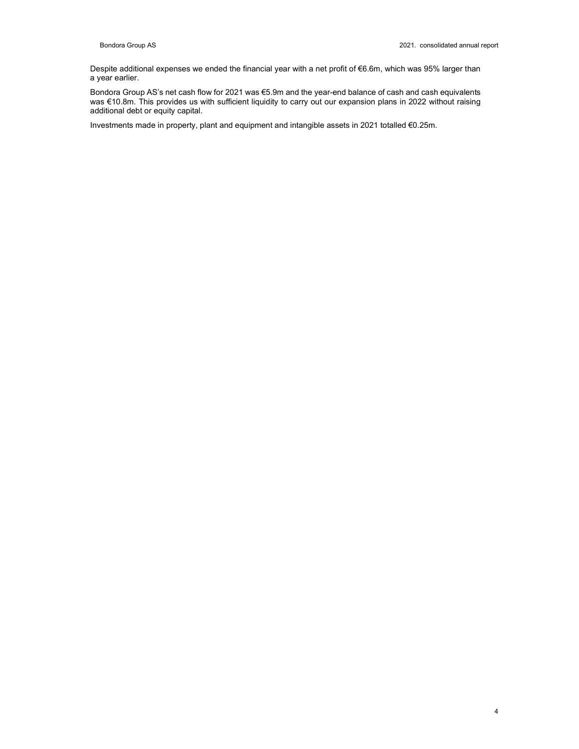Despite additional expenses we ended the financial year with a net profit of €6.6m, which was 95% larger than a year earlier.

Bondora Group AS's net cash flow for 2021 was €5.9m and the year-end balance of cash and cash equivalents was €10.8m. This provides us with sufficient liquidity to carry out our expansion plans in 2022 without raising additional debt or equity capital.

Investments made in property, plant and equipment and intangible assets in 2021 totalled €0.25m.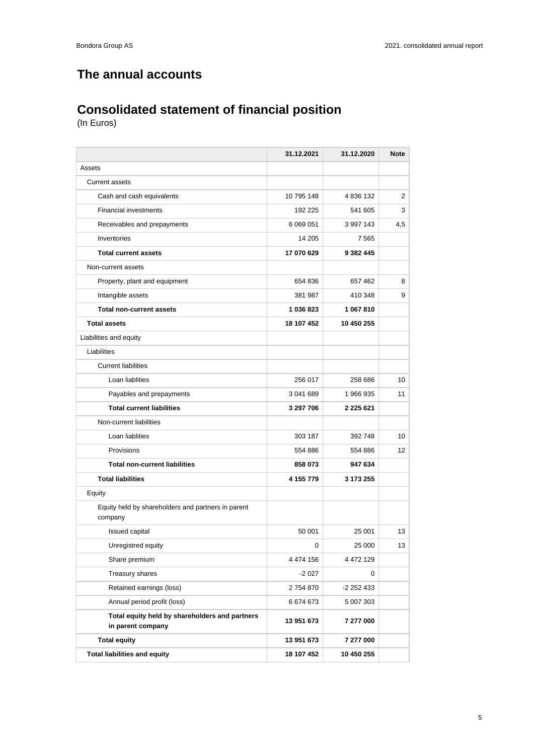# The annual accounts

## Consolidated statement of financial position

(In Euros)

| | 31.12.2021 | 31.12.2020 | Note |
|---|---|---|---|
| Assets | | | |
| Current assets | | | |
| Cash and cash equivalents | 10 795 148 | 4 836 132 | 2 |
| Financial investments | 192 225 | 541 605 | 3 |
| Receivables and prepayments | 6 069 051 | 3 997 143 | 4,5 |
| Inventories | 14 205 | 7 565 | |
| **Total current assets** | **17 070 629** | **9 382 445** | |
| Non-current assets | | | |
| Property, plant and equipment | 654 836 | 657 462 | 8 |
| Intangible assets | 381 987 | 410 348 | 9 |
| **Total non-current assets** | **1 036 823** | **1 067 810** | |
| **Total assets** | **18 107 452** | **10 450 255** | |
| Liabilities and equity | | | |
| Liabilities | | | |
| Current liabilities | | | |
| Loan liablities | 256 017 | 258 686 | 10 |
| Payables and prepayments | 3 041 689 | 1 966 935 | 11 |
| **Total current liabilities** | **3 297 706** | **2 225 621** | |
| Non-current liabilities | | | |
| Loan liablities | 303 187 | 392 748 | 10 |
| Provisions | 554 886 | 554 886 | 12 |
| **Total non-current liabilities** | **858 073** | **947 634** | |
| **Total liabilities** | **4 155 779** | **3 173 255** | |
| Equity | | | |
| Equity held by shareholders and partners in parent company | | | |
| Issued capital | 50 001 | 25 001 | 13 |
| Unregistred equity | 0 | 25 000 | 13 |
| Share premium | 4 474 156 | 4 472 129 | |
| Treasury shares | -2 027 | 0 | |
| Retained earnings (loss) | 2 754 870 | -2 252 433 | |
| Annual period profit (loss) | 6 674 673 | 5 007 303 | |
| **Total equity held by shareholders and partners in parent company** | **13 951 673** | **7 277 000** | |
| **Total equity** | **13 951 673** | **7 277 000** | |
| **Total liabilities and equity** | **18 107 452** | **10 450 255** | |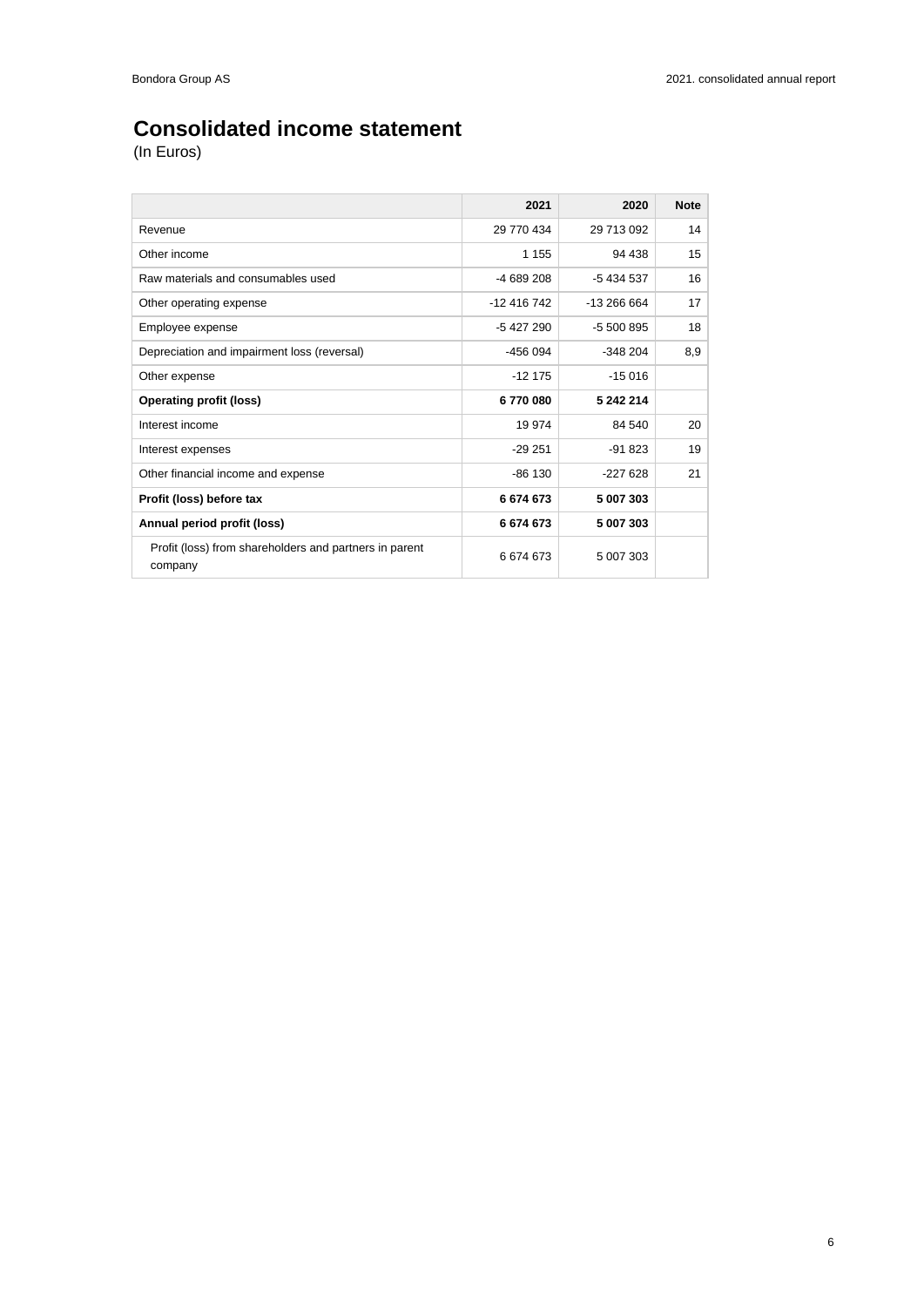# Consolidated income statement

(In Euros)

| | 2021 | 2020 | Note |
|---|---|---|---|
| Revenue | 29 770 434 | 29 713 092 | 14 |
| Other income | 1 155 | 94 438 | 15 |
| Raw materials and consumables used | -4 689 208 | -5 434 537 | 16 |
| Other operating expense | -12 416 742 | -13 266 664 | 17 |
| Employee expense | -5 427 290 | -5 500 895 | 18 |
| Depreciation and impairment loss (reversal) | -456 094 | -348 204 | 8,9 |
| Other expense | -12 175 | -15 016 | |
| **Operating profit (loss)** | **6 770 080** | **5 242 214** | |
| Interest income | 19 974 | 84 540 | 20 |
| Interest expenses | -29 251 | -91 823 | 19 |
| Other financial income and expense | -86 130 | -227 628 | 21 |
| **Profit (loss) before tax** | **6 674 673** | **5 007 303** | |
| **Annual period profit (loss)** | **6 674 673** | **5 007 303** | |
| Profit (loss) from shareholders and partners in parent company | 6 674 673 | 5 007 303 | |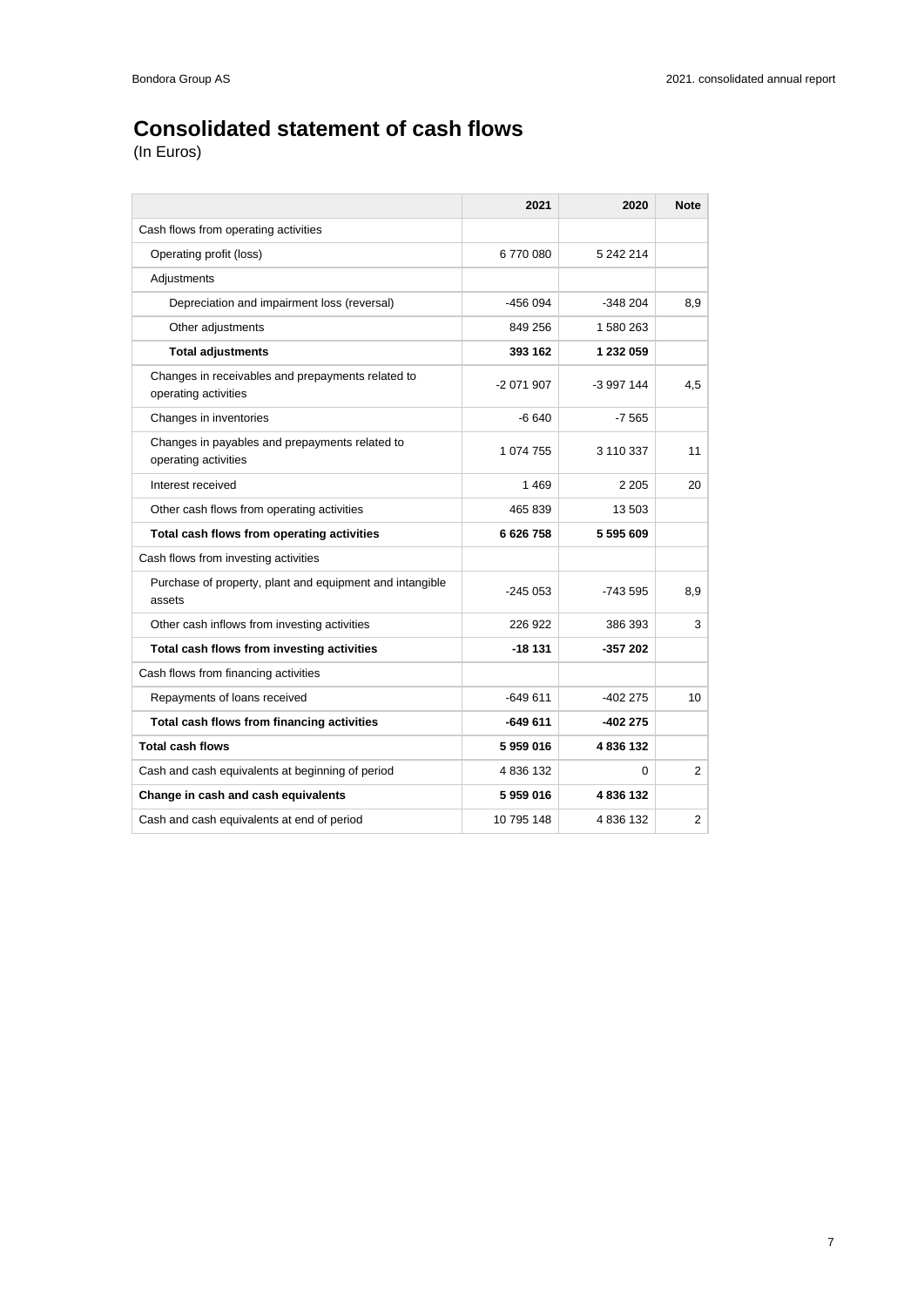# Consolidated statement of cash flows

(In Euros)

| | 2021 | 2020 | Note |
|---|---|---|---|
| Cash flows from operating activities | | | |
| Operating profit (loss) | 6 770 080 | 5 242 214 | |
| Adjustments | | | |
| Depreciation and impairment loss (reversal) | -456 094 | -348 204 | 8,9 |
| Other adjustments | 849 256 | 1 580 263 | |
| **Total adjustments** | **393 162** | **1 232 059** | |
| Changes in receivables and prepayments related to operating activities | -2 071 907 | -3 997 144 | 4,5 |
| Changes in inventories | -6 640 | -7 565 | |
| Changes in payables and prepayments related to operating activities | 1 074 755 | 3 110 337 | 11 |
| Interest received | 1 469 | 2 205 | 20 |
| Other cash flows from operating activities | 465 839 | 13 503 | |
| **Total cash flows from operating activities** | **6 626 758** | **5 595 609** | |
| Cash flows from investing activities | | | |
| Purchase of property, plant and equipment and intangible assets | -245 053 | -743 595 | 8,9 |
| Other cash inflows from investing activities | 226 922 | 386 393 | 3 |
| **Total cash flows from investing activities** | **-18 131** | **-357 202** | |
| Cash flows from financing activities | | | |
| Repayments of loans received | -649 611 | -402 275 | 10 |
| **Total cash flows from financing activities** | **-649 611** | **-402 275** | |
| **Total cash flows** | **5 959 016** | **4 836 132** | |
| Cash and cash equivalents at beginning of period | 4 836 132 | 0 | 2 |
| **Change in cash and cash equivalents** | **5 959 016** | **4 836 132** | |
| Cash and cash equivalents at end of period | 10 795 148 | 4 836 132 | 2 |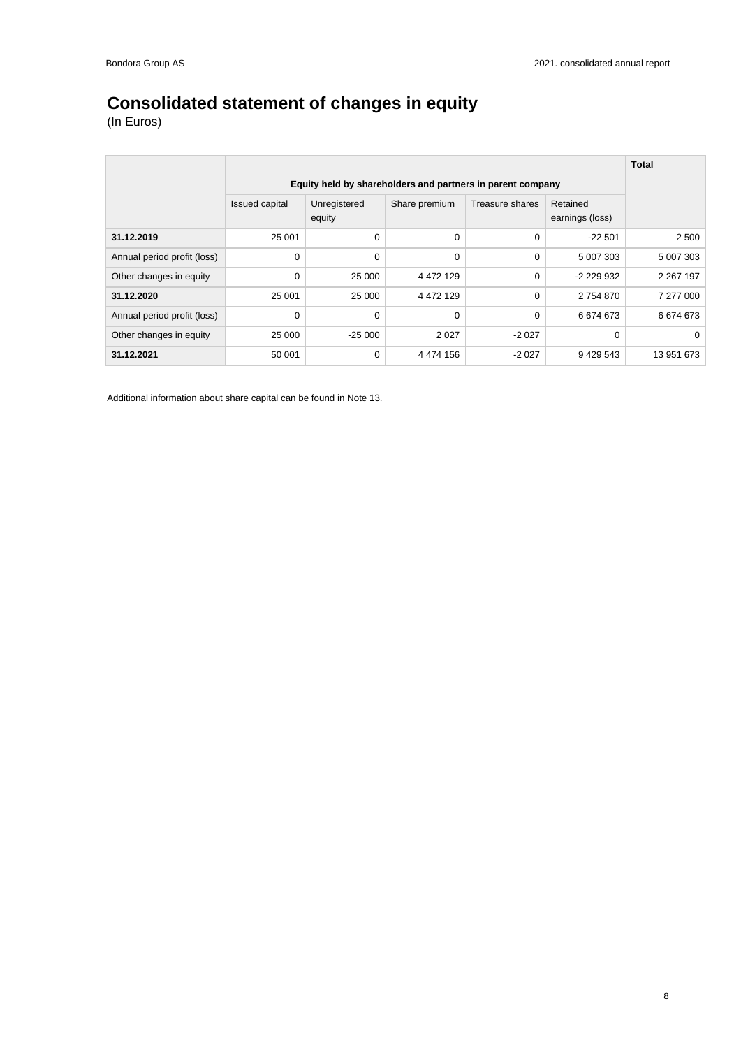# Consolidated statement of changes in equity

(In Euros)

| | Equity held by shareholders and partners in parent company | | | | | Total |
|---|---|---|---|---|---|---|
| | Issued capital | Unregistered equity | Share premium | Treasure shares | Retained earnings (loss) | |
| **31.12.2019** | 25 001 | 0 | 0 | 0 | -22 501 | 2 500 |
| Annual period profit (loss) | 0 | 0 | 0 | 0 | 5 007 303 | 5 007 303 |
| Other changes in equity | 0 | 25 000 | 4 472 129 | 0 | -2 229 932 | 2 267 197 |
| **31.12.2020** | 25 001 | 25 000 | 4 472 129 | 0 | 2 754 870 | 7 277 000 |
| Annual period profit (loss) | 0 | 0 | 0 | 0 | 6 674 673 | 6 674 673 |
| Other changes in equity | 25 000 | -25 000 | 2 027 | -2 027 | 0 | 0 |
| **31.12.2021** | 50 001 | 0 | 4 474 156 | -2 027 | 9 429 543 | 13 951 673 |

Additional information about share capital can be found in Note 13.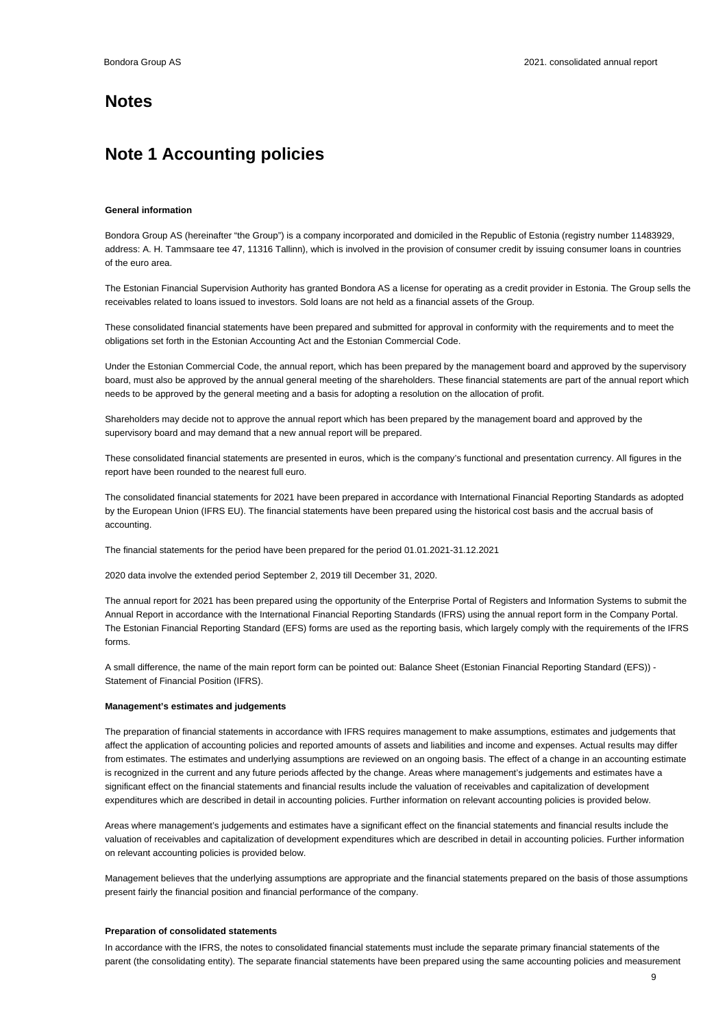# Notes

## Note 1 Accounting policies

**General information**

Bondora Group AS (hereinafter "the Group") is a company incorporated and domiciled in the Republic of Estonia (registry number 11483929, address: A. H. Tammsaare tee 47, 11316 Tallinn), which is involved in the provision of consumer credit by issuing consumer loans in countries of the euro area.

The Estonian Financial Supervision Authority has granted Bondora AS a license for operating as a credit provider in Estonia. The Group sells the receivables related to loans issued to investors. Sold loans are not held as a financial assets of the Group.

These consolidated financial statements have been prepared and submitted for approval in conformity with the requirements and to meet the obligations set forth in the Estonian Accounting Act and the Estonian Commercial Code.

Under the Estonian Commercial Code, the annual report, which has been prepared by the management board and approved by the supervisory board, must also be approved by the annual general meeting of the shareholders. These financial statements are part of the annual report which needs to be approved by the general meeting and a basis for adopting a resolution on the allocation of profit.

Shareholders may decide not to approve the annual report which has been prepared by the management board and approved by the supervisory board and may demand that a new annual report will be prepared.

These consolidated financial statements are presented in euros, which is the company's functional and presentation currency. All figures in the report have been rounded to the nearest full euro.

The consolidated financial statements for 2021 have been prepared in accordance with International Financial Reporting Standards as adopted by the European Union (IFRS EU). The financial statements have been prepared using the historical cost basis and the accrual basis of accounting.

The financial statements for the period have been prepared for the period 01.01.2021-31.12.2021

2020 data involve the extended period September 2, 2019 till December 31, 2020.

The annual report for 2021 has been prepared using the opportunity of the Enterprise Portal of Registers and Information Systems to submit the Annual Report in accordance with the International Financial Reporting Standards (IFRS) using the annual report form in the Company Portal. The Estonian Financial Reporting Standard (EFS) forms are used as the reporting basis, which largely comply with the requirements of the IFRS forms.

A small difference, the name of the main report form can be pointed out: Balance Sheet (Estonian Financial Reporting Standard (EFS)) - Statement of Financial Position (IFRS).

**Management's estimates and judgements**

The preparation of financial statements in accordance with IFRS requires management to make assumptions, estimates and judgements that affect the application of accounting policies and reported amounts of assets and liabilities and income and expenses. Actual results may differ from estimates. The estimates and underlying assumptions are reviewed on an ongoing basis. The effect of a change in an accounting estimate is recognized in the current and any future periods affected by the change. Areas where management's judgements and estimates have a significant effect on the financial statements and financial results include the valuation of receivables and capitalization of development expenditures which are described in detail in accounting policies. Further information on relevant accounting policies is provided below.

Areas where management's judgements and estimates have a significant effect on the financial statements and financial results include the valuation of receivables and capitalization of development expenditures which are described in detail in accounting policies. Further information on relevant accounting policies is provided below.

Management believes that the underlying assumptions are appropriate and the financial statements prepared on the basis of those assumptions present fairly the financial position and financial performance of the company.

**Preparation of consolidated statements**

In accordance with the IFRS, the notes to consolidated financial statements must include the separate primary financial statements of the parent (the consolidating entity). The separate financial statements have been prepared using the same accounting policies and measurement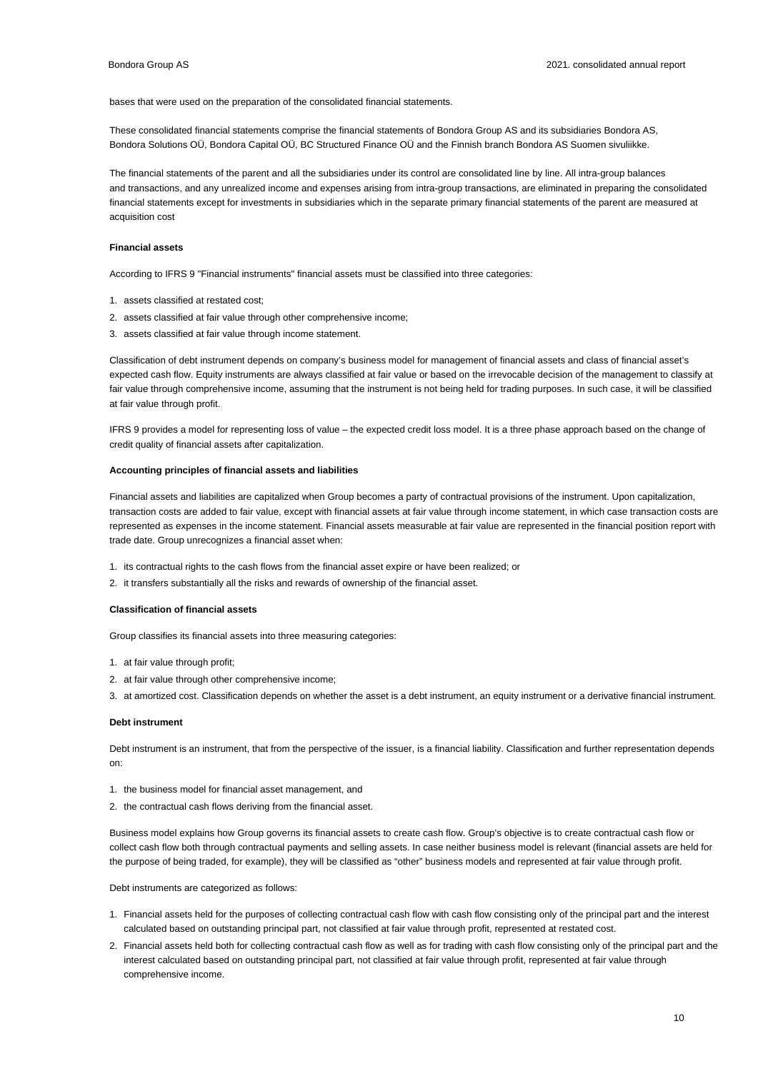bases that were used on the preparation of the consolidated financial statements.

These consolidated financial statements comprise the financial statements of Bondora Group AS and its subsidiaries Bondora AS, Bondora Solutions OÜ, Bondora Capital OÜ, BC Structured Finance OÜ and the Finnish branch Bondora AS Suomen sivuliikke.

The financial statements of the parent and all the subsidiaries under its control are consolidated line by line. All intra-group balances and transactions, and any unrealized income and expenses arising from intra-group transactions, are eliminated in preparing the consolidated financial statements except for investments in subsidiaries which in the separate primary financial statements of the parent are measured at acquisition cost

**Financial assets**

According to IFRS 9 "Financial instruments" financial assets must be classified into three categories:

1. assets classified at restated cost;
2. assets classified at fair value through other comprehensive income;
3. assets classified at fair value through income statement.

Classification of debt instrument depends on company's business model for management of financial assets and class of financial asset's expected cash flow. Equity instruments are always classified at fair value or based on the irrevocable decision of the management to classify at fair value through comprehensive income, assuming that the instrument is not being held for trading purposes. In such case, it will be classified at fair value through profit.

IFRS 9 provides a model for representing loss of value – the expected credit loss model. It is a three phase approach based on the change of credit quality of financial assets after capitalization.

**Accounting principles of financial assets and liabilities**

Financial assets and liabilities are capitalized when Group becomes a party of contractual provisions of the instrument. Upon capitalization, transaction costs are added to fair value, except with financial assets at fair value through income statement, in which case transaction costs are represented as expenses in the income statement. Financial assets measurable at fair value are represented in the financial position report with trade date. Group unrecognizes a financial asset when:

1. its contractual rights to the cash flows from the financial asset expire or have been realized; or
2. it transfers substantially all the risks and rewards of ownership of the financial asset.

**Classification of financial assets**

Group classifies its financial assets into three measuring categories:

1. at fair value through profit;
2. at fair value through other comprehensive income;
3. at amortized cost. Classification depends on whether the asset is a debt instrument, an equity instrument or a derivative financial instrument.

**Debt instrument**

Debt instrument is an instrument, that from the perspective of the issuer, is a financial liability. Classification and further representation depends on:

1. the business model for financial asset management, and
2. the contractual cash flows deriving from the financial asset.

Business model explains how Group governs its financial assets to create cash flow. Group's objective is to create contractual cash flow or collect cash flow both through contractual payments and selling assets. In case neither business model is relevant (financial assets are held for the purpose of being traded, for example), they will be classified as "other" business models and represented at fair value through profit.

Debt instruments are categorized as follows:

1. Financial assets held for the purposes of collecting contractual cash flow with cash flow consisting only of the principal part and the interest calculated based on outstanding principal part, not classified at fair value through profit, represented at restated cost.
2. Financial assets held both for collecting contractual cash flow as well as for trading with cash flow consisting only of the principal part and the interest calculated based on outstanding principal part, not classified at fair value through profit, represented at fair value through comprehensive income.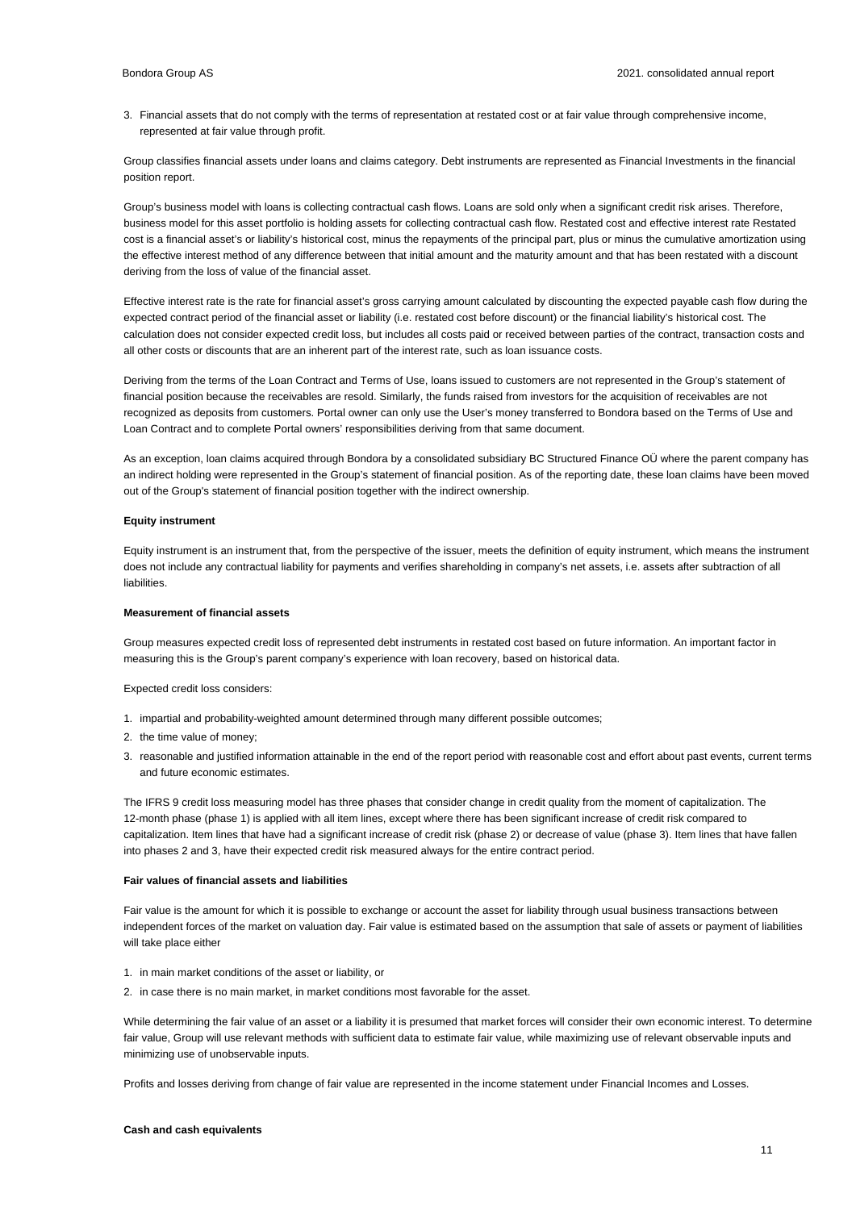3. Financial assets that do not comply with the terms of representation at restated cost or at fair value through comprehensive income, represented at fair value through profit.

Group classifies financial assets under loans and claims category. Debt instruments are represented as Financial Investments in the financial position report.

Group's business model with loans is collecting contractual cash flows. Loans are sold only when a significant credit risk arises. Therefore, business model for this asset portfolio is holding assets for collecting contractual cash flow. Restated cost and effective interest rate Restated cost is a financial asset's or liability's historical cost, minus the repayments of the principal part, plus or minus the cumulative amortization using the effective interest method of any difference between that initial amount and the maturity amount and that has been restated with a discount deriving from the loss of value of the financial asset.

Effective interest rate is the rate for financial asset's gross carrying amount calculated by discounting the expected payable cash flow during the expected contract period of the financial asset or liability (i.e. restated cost before discount) or the financial liability's historical cost. The calculation does not consider expected credit loss, but includes all costs paid or received between parties of the contract, transaction costs and all other costs or discounts that are an inherent part of the interest rate, such as loan issuance costs.

Deriving from the terms of the Loan Contract and Terms of Use, loans issued to customers are not represented in the Group's statement of financial position because the receivables are resold. Similarly, the funds raised from investors for the acquisition of receivables are not recognized as deposits from customers. Portal owner can only use the User's money transferred to Bondora based on the Terms of Use and Loan Contract and to complete Portal owners' responsibilities deriving from that same document.

As an exception, loan claims acquired through Bondora by a consolidated subsidiary BC Structured Finance OÜ where the parent company has an indirect holding were represented in the Group's statement of financial position. As of the reporting date, these loan claims have been moved out of the Group's statement of financial position together with the indirect ownership.

**Equity instrument**

Equity instrument is an instrument that, from the perspective of the issuer, meets the definition of equity instrument, which means the instrument does not include any contractual liability for payments and verifies shareholding in company's net assets, i.e. assets after subtraction of all liabilities.

**Measurement of financial assets**

Group measures expected credit loss of represented debt instruments in restated cost based on future information. An important factor in measuring this is the Group's parent company's experience with loan recovery, based on historical data.

Expected credit loss considers:

1. impartial and probability-weighted amount determined through many different possible outcomes;
2. the time value of money;
3. reasonable and justified information attainable in the end of the report period with reasonable cost and effort about past events, current terms and future economic estimates.

The IFRS 9 credit loss measuring model has three phases that consider change in credit quality from the moment of capitalization. The 12-month phase (phase 1) is applied with all item lines, except where there has been significant increase of credit risk compared to capitalization. Item lines that have had a significant increase of credit risk (phase 2) or decrease of value (phase 3). Item lines that have fallen into phases 2 and 3, have their expected credit risk measured always for the entire contract period.

**Fair values of financial assets and liabilities**

Fair value is the amount for which it is possible to exchange or account the asset for liability through usual business transactions between independent forces of the market on valuation day. Fair value is estimated based on the assumption that sale of assets or payment of liabilities will take place either

1. in main market conditions of the asset or liability, or
2. in case there is no main market, in market conditions most favorable for the asset.

While determining the fair value of an asset or a liability it is presumed that market forces will consider their own economic interest. To determine fair value, Group will use relevant methods with sufficient data to estimate fair value, while maximizing use of relevant observable inputs and minimizing use of unobservable inputs.

Profits and losses deriving from change of fair value are represented in the income statement under Financial Incomes and Losses.

**Cash and cash equivalents**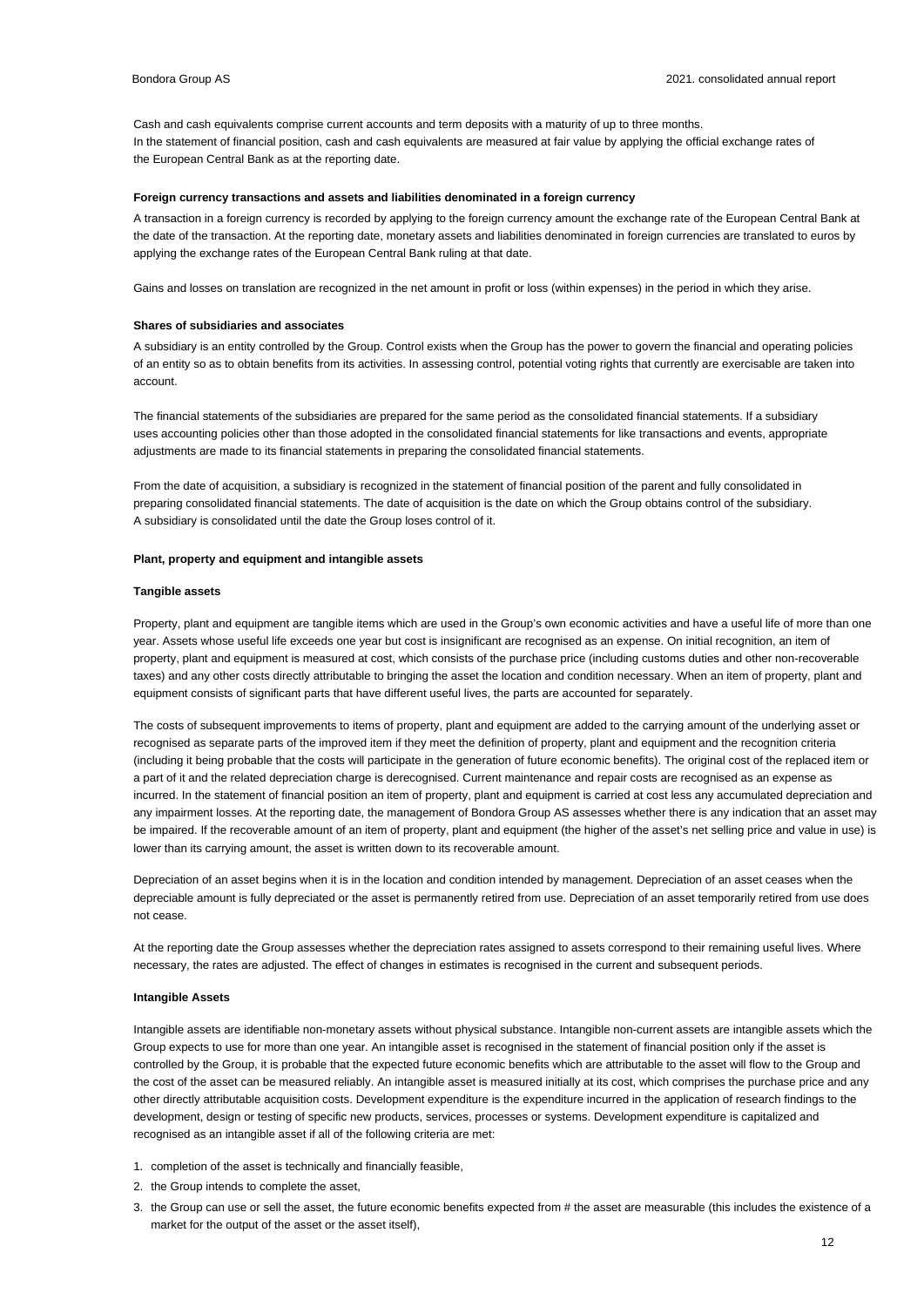Cash and cash equivalents comprise current accounts and term deposits with a maturity of up to three months.
In the statement of financial position, cash and cash equivalents are measured at fair value by applying the official exchange rates of the European Central Bank as at the reporting date.

**Foreign currency transactions and assets and liabilities denominated in a foreign currency**

A transaction in a foreign currency is recorded by applying to the foreign currency amount the exchange rate of the European Central Bank at the date of the transaction. At the reporting date, monetary assets and liabilities denominated in foreign currencies are translated to euros by applying the exchange rates of the European Central Bank ruling at that date.

Gains and losses on translation are recognized in the net amount in profit or loss (within expenses) in the period in which they arise.

**Shares of subsidiaries and associates**

A subsidiary is an entity controlled by the Group. Control exists when the Group has the power to govern the financial and operating policies of an entity so as to obtain benefits from its activities. In assessing control, potential voting rights that currently are exercisable are taken into account.

The financial statements of the subsidiaries are prepared for the same period as the consolidated financial statements. If a subsidiary uses accounting policies other than those adopted in the consolidated financial statements for like transactions and events, appropriate adjustments are made to its financial statements in preparing the consolidated financial statements.

From the date of acquisition, a subsidiary is recognized in the statement of financial position of the parent and fully consolidated in preparing consolidated financial statements. The date of acquisition is the date on which the Group obtains control of the subsidiary. A subsidiary is consolidated until the date the Group loses control of it.

**Plant, property and equipment and intangible assets**

**Tangible assets**

Property, plant and equipment are tangible items which are used in the Group's own economic activities and have a useful life of more than one year. Assets whose useful life exceeds one year but cost is insignificant are recognised as an expense. On initial recognition, an item of property, plant and equipment is measured at cost, which consists of the purchase price (including customs duties and other non-recoverable taxes) and any other costs directly attributable to bringing the asset the location and condition necessary. When an item of property, plant and equipment consists of significant parts that have different useful lives, the parts are accounted for separately.

The costs of subsequent improvements to items of property, plant and equipment are added to the carrying amount of the underlying asset or recognised as separate parts of the improved item if they meet the definition of property, plant and equipment and the recognition criteria (including it being probable that the costs will participate in the generation of future economic benefits). The original cost of the replaced item or a part of it and the related depreciation charge is derecognised. Current maintenance and repair costs are recognised as an expense as incurred. In the statement of financial position an item of property, plant and equipment is carried at cost less any accumulated depreciation and any impairment losses. At the reporting date, the management of Bondora Group AS assesses whether there is any indication that an asset may be impaired. If the recoverable amount of an item of property, plant and equipment (the higher of the asset's net selling price and value in use) is lower than its carrying amount, the asset is written down to its recoverable amount.

Depreciation of an asset begins when it is in the location and condition intended by management. Depreciation of an asset ceases when the depreciable amount is fully depreciated or the asset is permanently retired from use. Depreciation of an asset temporarily retired from use does not cease.

At the reporting date the Group assesses whether the depreciation rates assigned to assets correspond to their remaining useful lives. Where necessary, the rates are adjusted. The effect of changes in estimates is recognised in the current and subsequent periods.

**Intangible Assets**

Intangible assets are identifiable non-monetary assets without physical substance. Intangible non-current assets are intangible assets which the Group expects to use for more than one year. An intangible asset is recognised in the statement of financial position only if the asset is controlled by the Group, it is probable that the expected future economic benefits which are attributable to the asset will flow to the Group and the cost of the asset can be measured reliably. An intangible asset is measured initially at its cost, which comprises the purchase price and any other directly attributable acquisition costs. Development expenditure is the expenditure incurred in the application of research findings to the development, design or testing of specific new products, services, processes or systems. Development expenditure is capitalized and recognised as an intangible asset if all of the following criteria are met:

1. completion of the asset is technically and financially feasible,
2. the Group intends to complete the asset,
3. the Group can use or sell the asset, the future economic benefits expected from # the asset are measurable (this includes the existence of a market for the output of the asset or the asset itself),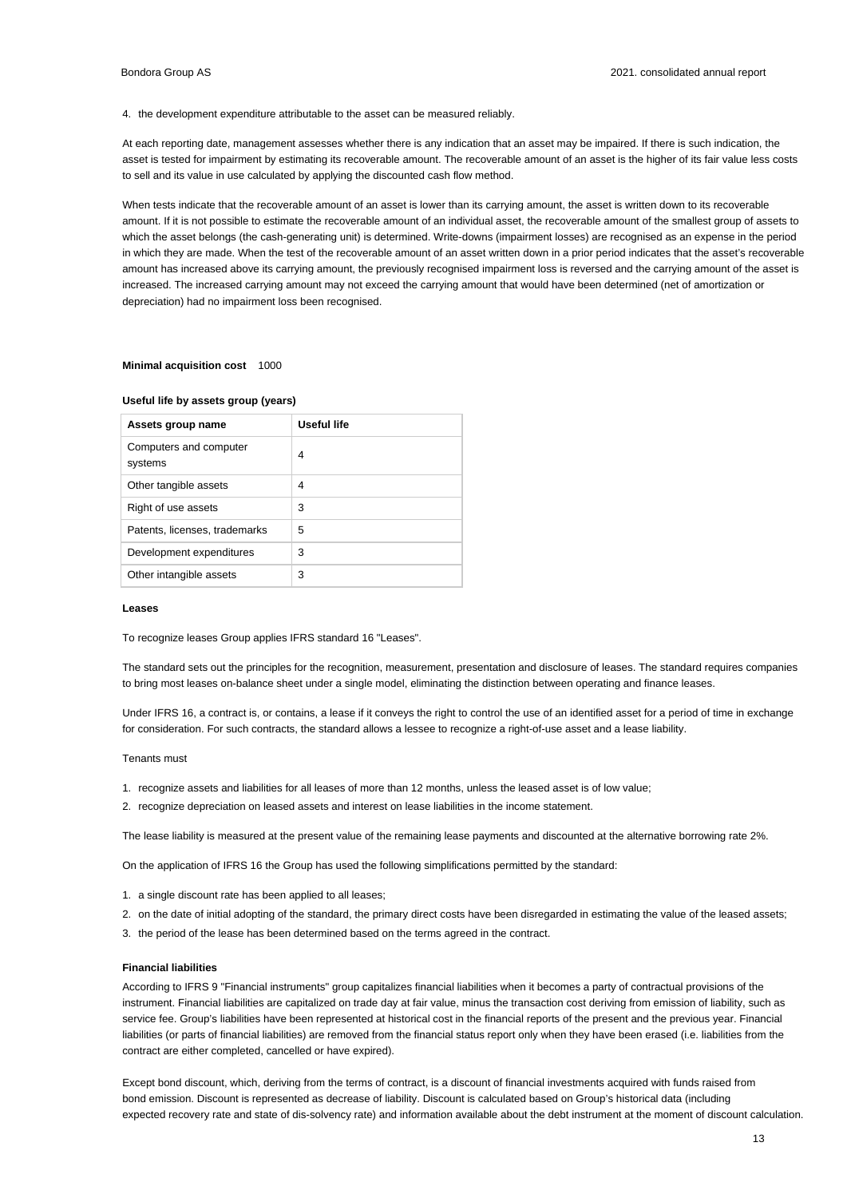4. the development expenditure attributable to the asset can be measured reliably.

At each reporting date, management assesses whether there is any indication that an asset may be impaired. If there is such indication, the asset is tested for impairment by estimating its recoverable amount. The recoverable amount of an asset is the higher of its fair value less costs to sell and its value in use calculated by applying the discounted cash flow method.

When tests indicate that the recoverable amount of an asset is lower than its carrying amount, the asset is written down to its recoverable amount. If it is not possible to estimate the recoverable amount of an individual asset, the recoverable amount of the smallest group of assets to which the asset belongs (the cash-generating unit) is determined. Write-downs (impairment losses) are recognised as an expense in the period in which they are made. When the test of the recoverable amount of an asset written down in a prior period indicates that the asset's recoverable amount has increased above its carrying amount, the previously recognised impairment loss is reversed and the carrying amount of the asset is increased. The increased carrying amount may not exceed the carrying amount that would have been determined (net of amortization or depreciation) had no impairment loss been recognised.

**Minimal acquisition cost** 1000

**Useful life by assets group (years)**

| Assets group name | Useful life |
|---|---|
| Computers and computer systems | 4 |
| Other tangible assets | 4 |
| Right of use assets | 3 |
| Patents, licenses, trademarks | 5 |
| Development expenditures | 3 |
| Other intangible assets | 3 |

**Leases**

To recognize leases Group applies IFRS standard 16 "Leases".

The standard sets out the principles for the recognition, measurement, presentation and disclosure of leases. The standard requires companies to bring most leases on-balance sheet under a single model, eliminating the distinction between operating and finance leases.

Under IFRS 16, a contract is, or contains, a lease if it conveys the right to control the use of an identified asset for a period of time in exchange for consideration. For such contracts, the standard allows a lessee to recognize a right-of-use asset and a lease liability.

Tenants must

1. recognize assets and liabilities for all leases of more than 12 months, unless the leased asset is of low value;
2. recognize depreciation on leased assets and interest on lease liabilities in the income statement.

The lease liability is measured at the present value of the remaining lease payments and discounted at the alternative borrowing rate 2%.

On the application of IFRS 16 the Group has used the following simplifications permitted by the standard:

1. a single discount rate has been applied to all leases;
2. on the date of initial adopting of the standard, the primary direct costs have been disregarded in estimating the value of the leased assets;
3. the period of the lease has been determined based on the terms agreed in the contract.

**Financial liabilities**

According to IFRS 9 "Financial instruments" group capitalizes financial liabilities when it becomes a party of contractual provisions of the instrument. Financial liabilities are capitalized on trade day at fair value, minus the transaction cost deriving from emission of liability, such as service fee. Group's liabilities have been represented at historical cost in the financial reports of the present and the previous year. Financial liabilities (or parts of financial liabilities) are removed from the financial status report only when they have been erased (i.e. liabilities from the contract are either completed, cancelled or have expired).

Except bond discount, which, deriving from the terms of contract, is a discount of financial investments acquired with funds raised from bond emission. Discount is represented as decrease of liability. Discount is calculated based on Group's historical data (including expected recovery rate and state of dis-solvency rate) and information available about the debt instrument at the moment of discount calculation.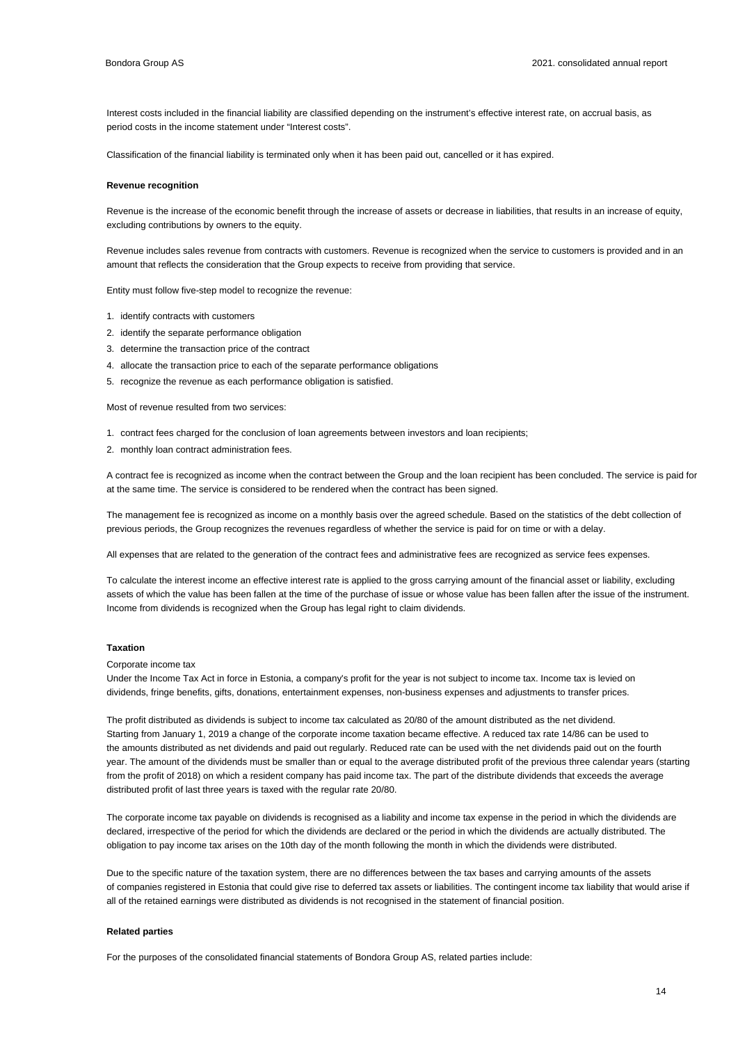Interest costs included in the financial liability are classified depending on the instrument's effective interest rate, on accrual basis, as period costs in the income statement under "Interest costs".

Classification of the financial liability is terminated only when it has been paid out, cancelled or it has expired.

**Revenue recognition**

Revenue is the increase of the economic benefit through the increase of assets or decrease in liabilities, that results in an increase of equity, excluding contributions by owners to the equity.

Revenue includes sales revenue from contracts with customers. Revenue is recognized when the service to customers is provided and in an amount that reflects the consideration that the Group expects to receive from providing that service.

Entity must follow five-step model to recognize the revenue:

1. identify contracts with customers
2. identify the separate performance obligation
3. determine the transaction price of the contract
4. allocate the transaction price to each of the separate performance obligations
5. recognize the revenue as each performance obligation is satisfied.

Most of revenue resulted from two services:

1. contract fees charged for the conclusion of loan agreements between investors and loan recipients;
2. monthly loan contract administration fees.

A contract fee is recognized as income when the contract between the Group and the loan recipient has been concluded. The service is paid for at the same time. The service is considered to be rendered when the contract has been signed.

The management fee is recognized as income on a monthly basis over the agreed schedule. Based on the statistics of the debt collection of previous periods, the Group recognizes the revenues regardless of whether the service is paid for on time or with a delay.

All expenses that are related to the generation of the contract fees and administrative fees are recognized as service fees expenses.

To calculate the interest income an effective interest rate is applied to the gross carrying amount of the financial asset or liability, excluding assets of which the value has been fallen at the time of the purchase of issue or whose value has been fallen after the issue of the instrument. Income from dividends is recognized when the Group has legal right to claim dividends.

**Taxation**

Corporate income tax

Under the Income Tax Act in force in Estonia, a company's profit for the year is not subject to income tax. Income tax is levied on dividends, fringe benefits, gifts, donations, entertainment expenses, non-business expenses and adjustments to transfer prices.

The profit distributed as dividends is subject to income tax calculated as 20/80 of the amount distributed as the net dividend. Starting from January 1, 2019 a change of the corporate income taxation became effective. A reduced tax rate 14/86 can be used to the amounts distributed as net dividends and paid out regularly. Reduced rate can be used with the net dividends paid out on the fourth year. The amount of the dividends must be smaller than or equal to the average distributed profit of the previous three calendar years (starting from the profit of 2018) on which a resident company has paid income tax. The part of the distribute dividends that exceeds the average distributed profit of last three years is taxed with the regular rate 20/80.

The corporate income tax payable on dividends is recognised as a liability and income tax expense in the period in which the dividends are declared, irrespective of the period for which the dividends are declared or the period in which the dividends are actually distributed. The obligation to pay income tax arises on the 10th day of the month following the month in which the dividends were distributed.

Due to the specific nature of the taxation system, there are no differences between the tax bases and carrying amounts of the assets of companies registered in Estonia that could give rise to deferred tax assets or liabilities. The contingent income tax liability that would arise if all of the retained earnings were distributed as dividends is not recognised in the statement of financial position.

**Related parties**

For the purposes of the consolidated financial statements of Bondora Group AS, related parties include: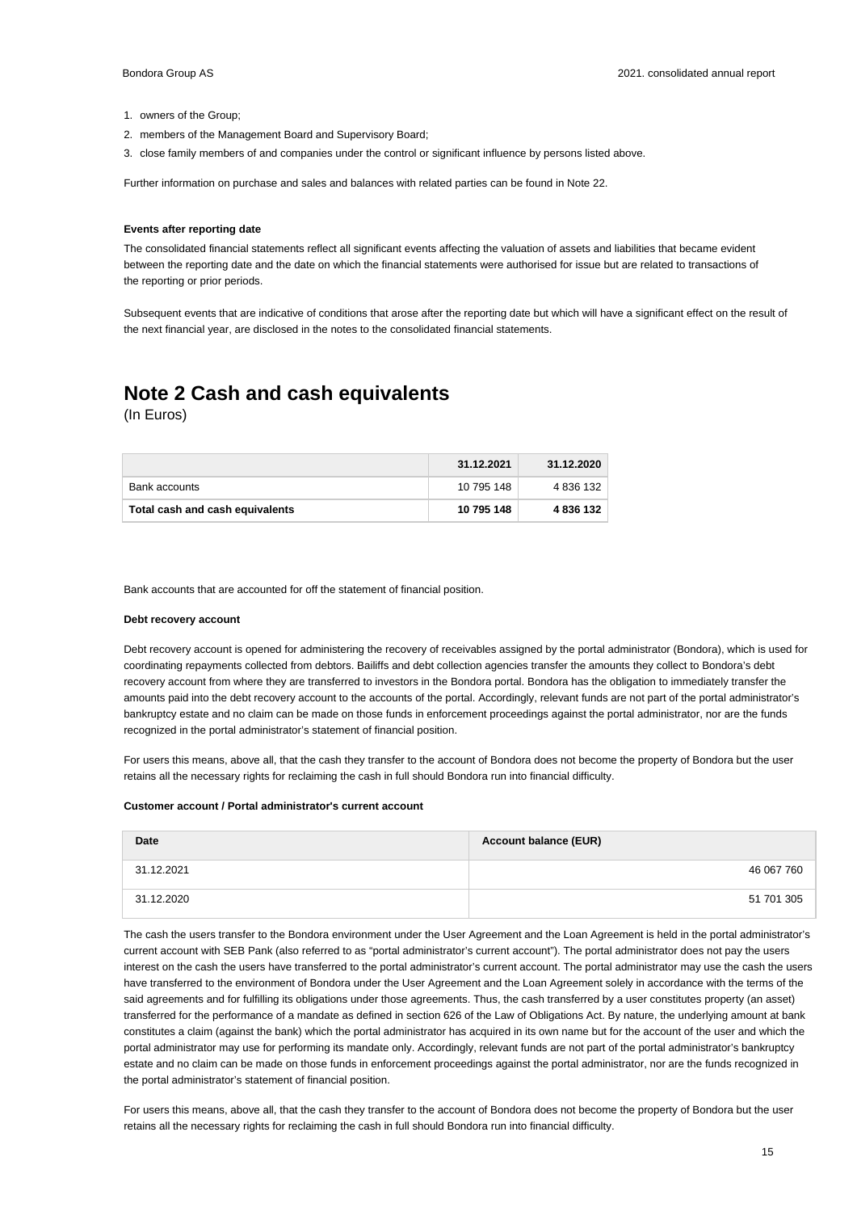1. owners of the Group;
2. members of the Management Board and Supervisory Board;
3. close family members of and companies under the control or significant influence by persons listed above.

Further information on purchase and sales and balances with related parties can be found in Note 22.

**Events after reporting date**

The consolidated financial statements reflect all significant events affecting the valuation of assets and liabilities that became evident between the reporting date and the date on which the financial statements were authorised for issue but are related to transactions of the reporting or prior periods.

Subsequent events that are indicative of conditions that arose after the reporting date but which will have a significant effect on the result of the next financial year, are disclosed in the notes to the consolidated financial statements.

# Note 2 Cash and cash equivalents

(In Euros)

| | 31.12.2021 | 31.12.2020 |
|---|---|---|
| Bank accounts | 10 795 148 | 4 836 132 |
| **Total cash and cash equivalents** | **10 795 148** | **4 836 132** |

Bank accounts that are accounted for off the statement of financial position.

**Debt recovery account**

Debt recovery account is opened for administering the recovery of receivables assigned by the portal administrator (Bondora), which is used for coordinating repayments collected from debtors. Bailiffs and debt collection agencies transfer the amounts they collect to Bondora's debt recovery account from where they are transferred to investors in the Bondora portal. Bondora has the obligation to immediately transfer the amounts paid into the debt recovery account to the accounts of the portal. Accordingly, relevant funds are not part of the portal administrator's bankruptcy estate and no claim can be made on those funds in enforcement proceedings against the portal administrator, nor are the funds recognized in the portal administrator's statement of financial position.

For users this means, above all, that the cash they transfer to the account of Bondora does not become the property of Bondora but the user retains all the necessary rights for reclaiming the cash in full should Bondora run into financial difficulty.

**Customer account / Portal administrator's current account**

| Date | Account balance (EUR) |
|---|---|
| 31.12.2021 | 46 067 760 |
| 31.12.2020 | 51 701 305 |

The cash the users transfer to the Bondora environment under the User Agreement and the Loan Agreement is held in the portal administrator's current account with SEB Pank (also referred to as "portal administrator's current account"). The portal administrator does not pay the users interest on the cash the users have transferred to the portal administrator's current account. The portal administrator may use the cash the users have transferred to the environment of Bondora under the User Agreement and the Loan Agreement solely in accordance with the terms of the said agreements and for fulfilling its obligations under those agreements. Thus, the cash transferred by a user constitutes property (an asset) transferred for the performance of a mandate as defined in section 626 of the Law of Obligations Act. By nature, the underlying amount at bank constitutes a claim (against the bank) which the portal administrator has acquired in its own name but for the account of the user and which the portal administrator may use for performing its mandate only. Accordingly, relevant funds are not part of the portal administrator's bankruptcy estate and no claim can be made on those funds in enforcement proceedings against the portal administrator, nor are the funds recognized in the portal administrator's statement of financial position.

For users this means, above all, that the cash they transfer to the account of Bondora does not become the property of Bondora but the user retains all the necessary rights for reclaiming the cash in full should Bondora run into financial difficulty.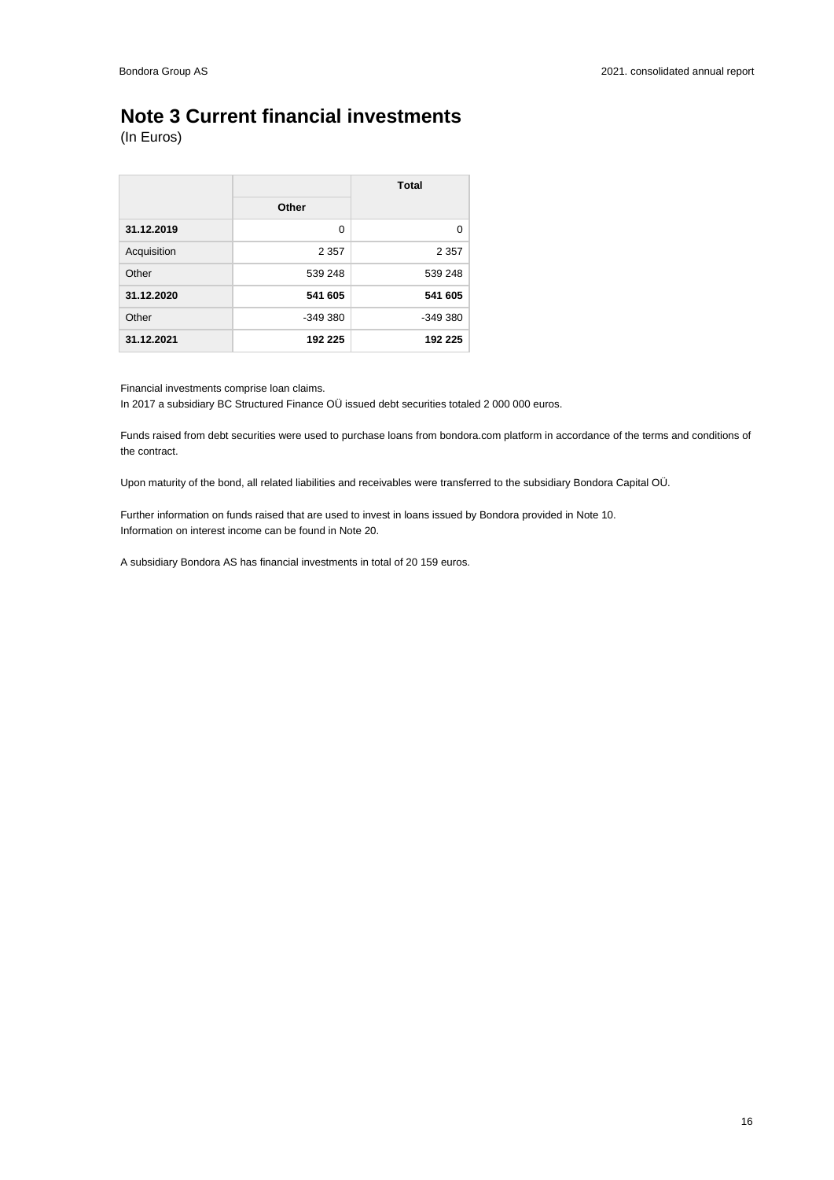# Note 3 Current financial investments

(In Euros)

| | | Total |
|---|---|---|
| | Other | |
| **31.12.2019** | 0 | 0 |
| Acquisition | 2 357 | 2 357 |
| Other | 539 248 | 539 248 |
| **31.12.2020** | **541 605** | **541 605** |
| Other | -349 380 | -349 380 |
| **31.12.2021** | **192 225** | **192 225** |

Financial investments comprise loan claims.
In 2017 a subsidiary BC Structured Finance OÜ issued debt securities totaled 2 000 000 euros.

Funds raised from debt securities were used to purchase loans from bondora.com platform in accordance of the terms and conditions of the contract.

Upon maturity of the bond, all related liabilities and receivables were transferred to the subsidiary Bondora Capital OÜ.

Further information on funds raised that are used to invest in loans issued by Bondora provided in Note 10.
Information on interest income can be found in Note 20.

A subsidiary Bondora AS has financial investments in total of 20 159 euros.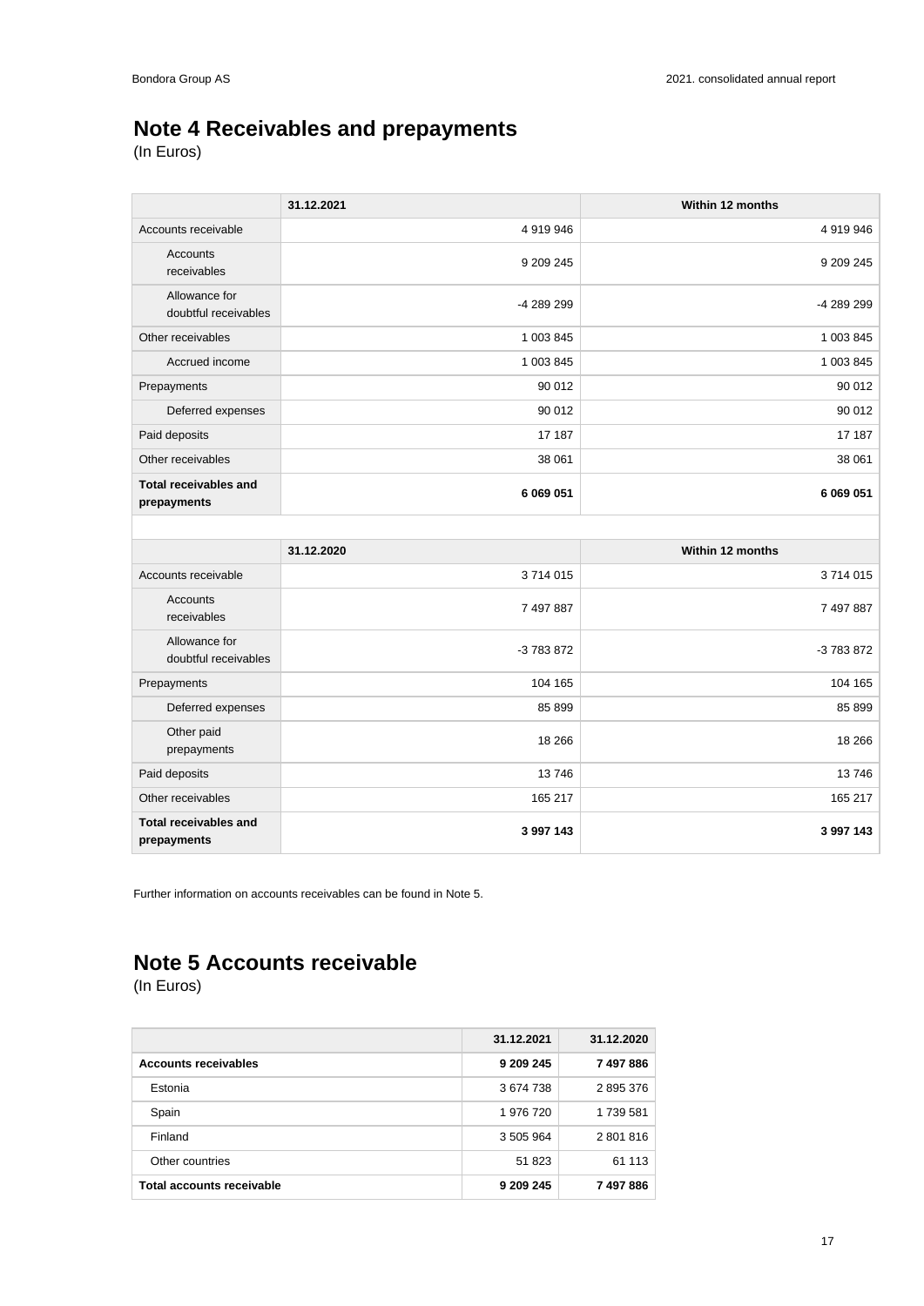## Note 4 Receivables and prepayments

(In Euros)

| | 31.12.2021 | Within 12 months |
|---|---|---|
| Accounts receivable | 4 919 946 | 4 919 946 |
| Accounts receivables | 9 209 245 | 9 209 245 |
| Allowance for doubtful receivables | -4 289 299 | -4 289 299 |
| Other receivables | 1 003 845 | 1 003 845 |
| Accrued income | 1 003 845 | 1 003 845 |
| Prepayments | 90 012 | 90 012 |
| Deferred expenses | 90 012 | 90 012 |
| Paid deposits | 17 187 | 17 187 |
| Other receivables | 38 061 | 38 061 |
| **Total receivables and prepayments** | **6 069 051** | **6 069 051** |

| | 31.12.2020 | Within 12 months |
|---|---|---|
| Accounts receivable | 3 714 015 | 3 714 015 |
| Accounts receivables | 7 497 887 | 7 497 887 |
| Allowance for doubtful receivables | -3 783 872 | -3 783 872 |
| Prepayments | 104 165 | 104 165 |
| Deferred expenses | 85 899 | 85 899 |
| Other paid prepayments | 18 266 | 18 266 |
| Paid deposits | 13 746 | 13 746 |
| Other receivables | 165 217 | 165 217 |
| **Total receivables and prepayments** | **3 997 143** | **3 997 143** |

Further information on accounts receivables can be found in Note 5.

## Note 5 Accounts receivable

(In Euros)

| | 31.12.2021 | 31.12.2020 |
|---|---|---|
| **Accounts receivables** | **9 209 245** | **7 497 886** |
| Estonia | 3 674 738 | 2 895 376 |
| Spain | 1 976 720 | 1 739 581 |
| Finland | 3 505 964 | 2 801 816 |
| Other countries | 51 823 | 61 113 |
| **Total accounts receivable** | **9 209 245** | **7 497 886** |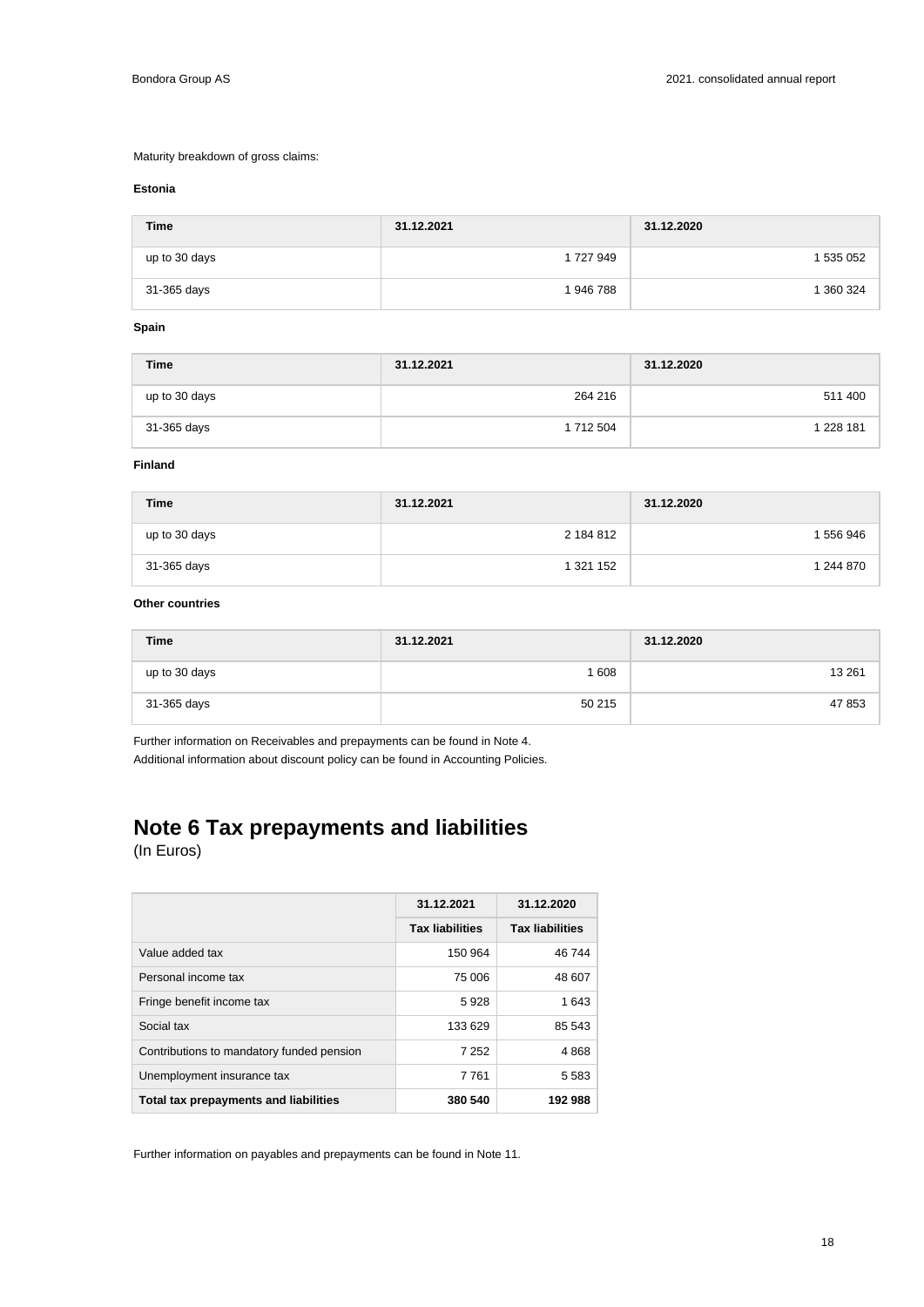Maturity breakdown of gross claims:

**Estonia**

| Time | 31.12.2021 | 31.12.2020 |
| --- | --- | --- |
| up to 30 days | 1 727 949 | 1 535 052 |
| 31-365 days | 1 946 788 | 1 360 324 |

**Spain**

| Time | 31.12.2021 | 31.12.2020 |
| --- | --- | --- |
| up to 30 days | 264 216 | 511 400 |
| 31-365 days | 1 712 504 | 1 228 181 |

**Finland**

| Time | 31.12.2021 | 31.12.2020 |
| --- | --- | --- |
| up to 30 days | 2 184 812 | 1 556 946 |
| 31-365 days | 1 321 152 | 1 244 870 |

**Other countries**

| Time | 31.12.2021 | 31.12.2020 |
| --- | --- | --- |
| up to 30 days | 1 608 | 13 261 |
| 31-365 days | 50 215 | 47 853 |

Further information on Receivables and prepayments can be found in Note 4.
Additional information about discount policy can be found in Accounting Policies.

# Note 6 Tax prepayments and liabilities

(In Euros)

| | 31.12.2021 | 31.12.2020 |
| --- | --- | --- |
| | Tax liabilities | Tax liabilities |
| Value added tax | 150 964 | 46 744 |
| Personal income tax | 75 006 | 48 607 |
| Fringe benefit income tax | 5 928 | 1 643 |
| Social tax | 133 629 | 85 543 |
| Contributions to mandatory funded pension | 7 252 | 4 868 |
| Unemployment insurance tax | 7 761 | 5 583 |
| **Total tax prepayments and liabilities** | **380 540** | **192 988** |

Further information on payables and prepayments can be found in Note 11.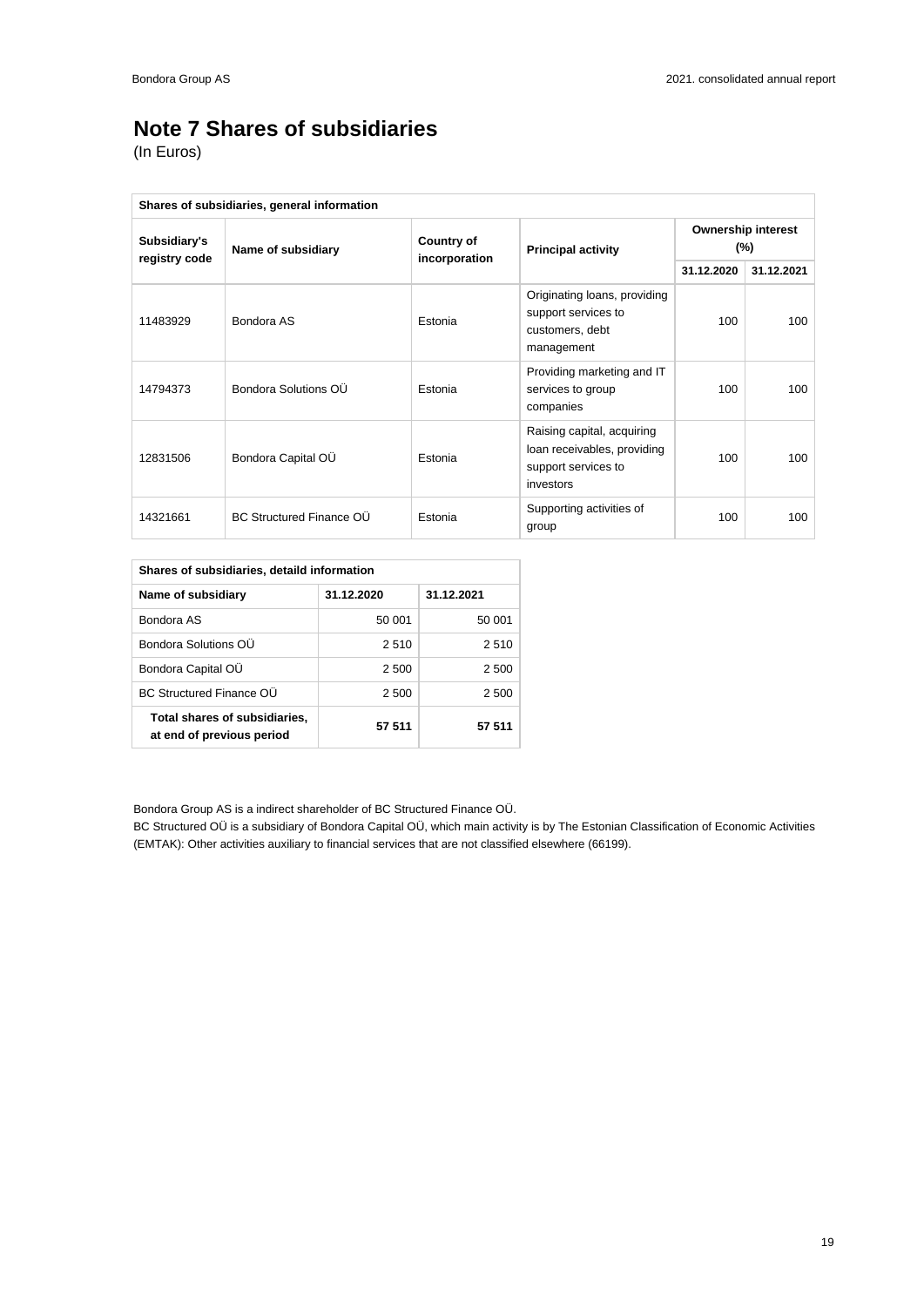# Note 7 Shares of subsidiaries

(In Euros)

| Shares of subsidiaries, general information | | | | | |
|---|---|---|---|---|---|
| Subsidiary's registry code | Name of subsidiary | Country of incorporation | Principal activity | Ownership interest (%) | |
| | | | | 31.12.2020 | 31.12.2021 |
| 11483929 | Bondora AS | Estonia | Originating loans, providing support services to customers, debt management | 100 | 100 |
| 14794373 | Bondora Solutions OÜ | Estonia | Providing marketing and IT services to group companies | 100 | 100 |
| 12831506 | Bondora Capital OÜ | Estonia | Raising capital, acquiring loan receivables, providing support services to investors | 100 | 100 |
| 14321661 | BC Structured Finance OÜ | Estonia | Supporting activities of group | 100 | 100 |

| Shares of subsidiaries, detaild information | | |
|---|---|---|
| Name of subsidiary | 31.12.2020 | 31.12.2021 |
| Bondora AS | 50 001 | 50 001 |
| Bondora Solutions OÜ | 2 510 | 2 510 |
| Bondora Capital OÜ | 2 500 | 2 500 |
| BC Structured Finance OÜ | 2 500 | 2 500 |
| **Total shares of subsidiaries, at end of previous period** | **57 511** | **57 511** |

Bondora Group AS is a indirect shareholder of BC Structured Finance OÜ.

BC Structured OÜ is a subsidiary of Bondora Capital OÜ, which main activity is by The Estonian Classification of Economic Activities (EMTAK): Other activities auxiliary to financial services that are not classified elsewhere (66199).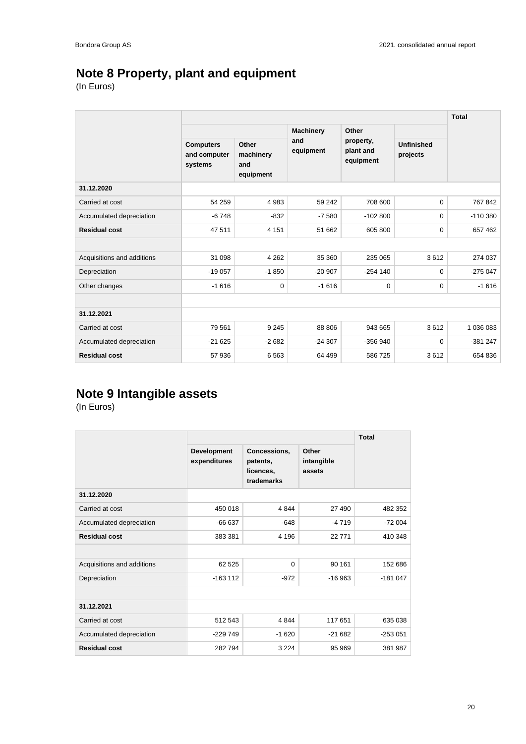# Note 8 Property, plant and equipment

(In Euros)

| | | | | | | Total |
|---|---|---|---|---|---|---|
| | | | Machinery and equipment | Other property, plant and equipment | Unfinished projects | |
| | Computers and computer systems | Other machinery and equipment | | | | |
| **31.12.2020** | | | | | | |
| Carried at cost | 54 259 | 4 983 | 59 242 | 708 600 | 0 | 767 842 |
| Accumulated depreciation | -6 748 | -832 | -7 580 | -102 800 | 0 | -110 380 |
| **Residual cost** | 47 511 | 4 151 | 51 662 | 605 800 | 0 | 657 462 |
| | | | | | | |
| Acquisitions and additions | 31 098 | 4 262 | 35 360 | 235 065 | 3 612 | 274 037 |
| Depreciation | -19 057 | -1 850 | -20 907 | -254 140 | 0 | -275 047 |
| Other changes | -1 616 | 0 | -1 616 | 0 | 0 | -1 616 |
| | | | | | | |
| **31.12.2021** | | | | | | |
| Carried at cost | 79 561 | 9 245 | 88 806 | 943 665 | 3 612 | 1 036 083 |
| Accumulated depreciation | -21 625 | -2 682 | -24 307 | -356 940 | 0 | -381 247 |
| **Residual cost** | 57 936 | 6 563 | 64 499 | 586 725 | 3 612 | 654 836 |

# Note 9 Intangible assets

(In Euros)

| | | | | Total |
|---|---|---|---|---|
| | Development expenditures | Concessions, patents, licences, trademarks | Other intangible assets | |
| **31.12.2020** | | | | |
| Carried at cost | 450 018 | 4 844 | 27 490 | 482 352 |
| Accumulated depreciation | -66 637 | -648 | -4 719 | -72 004 |
| **Residual cost** | 383 381 | 4 196 | 22 771 | 410 348 |
| | | | | |
| Acquisitions and additions | 62 525 | 0 | 90 161 | 152 686 |
| Depreciation | -163 112 | -972 | -16 963 | -181 047 |
| | | | | |
| **31.12.2021** | | | | |
| Carried at cost | 512 543 | 4 844 | 117 651 | 635 038 |
| Accumulated depreciation | -229 749 | -1 620 | -21 682 | -253 051 |
| **Residual cost** | 282 794 | 3 224 | 95 969 | 381 987 |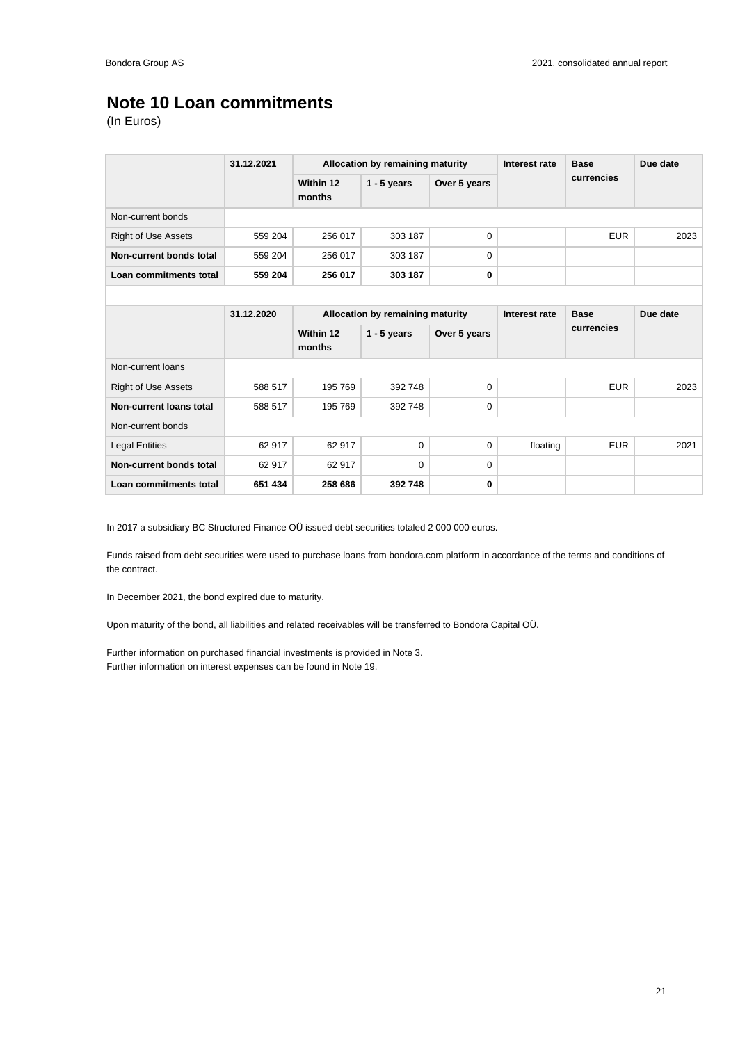# Note 10 Loan commitments

(In Euros)

| | 31.12.2021 | Allocation by remaining maturity | | | Interest rate | Base currencies | Due date |
|---|---|---|---|---|---|---|---|
| | | Within 12 months | 1 - 5 years | Over 5 years | | | |
| Non-current bonds | | | | | | | |
| Right of Use Assets | 559 204 | 256 017 | 303 187 | 0 | | EUR | 2023 |
| **Non-current bonds total** | 559 204 | 256 017 | 303 187 | 0 | | | |
| **Loan commitments total** | **559 204** | **256 017** | **303 187** | **0** | | | |

| | 31.12.2020 | Allocation by remaining maturity | | | Interest rate | Base currencies | Due date |
|---|---|---|---|---|---|---|---|
| | | Within 12 months | 1 - 5 years | Over 5 years | | | |
| Non-current loans | | | | | | | |
| Right of Use Assets | 588 517 | 195 769 | 392 748 | 0 | | EUR | 2023 |
| **Non-current loans total** | 588 517 | 195 769 | 392 748 | 0 | | | |
| Non-current bonds | | | | | | | |
| Legal Entities | 62 917 | 62 917 | 0 | 0 | floating | EUR | 2021 |
| **Non-current bonds total** | 62 917 | 62 917 | 0 | 0 | | | |
| **Loan commitments total** | **651 434** | **258 686** | **392 748** | **0** | | | |

In 2017 a subsidiary BC Structured Finance OÜ issued debt securities totaled 2 000 000 euros.

Funds raised from debt securities were used to purchase loans from bondora.com platform in accordance of the terms and conditions of the contract.

In December 2021, the bond expired due to maturity.

Upon maturity of the bond, all liabilities and related receivables will be transferred to Bondora Capital OÜ.

Further information on purchased financial investments is provided in Note 3.
Further information on interest expenses can be found in Note 19.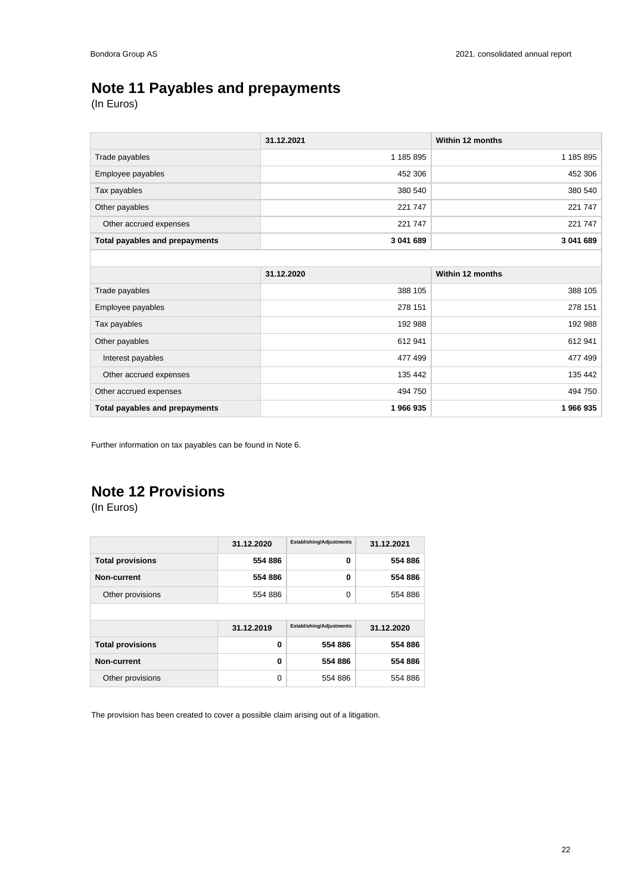# Note 11 Payables and prepayments

(In Euros)

| | 31.12.2021 | Within 12 months |
|---|---|---|
| Trade payables | 1 185 895 | 1 185 895 |
| Employee payables | 452 306 | 452 306 |
| Tax payables | 380 540 | 380 540 |
| Other payables | 221 747 | 221 747 |
| Other accrued expenses | 221 747 | 221 747 |
| **Total payables and prepayments** | **3 041 689** | **3 041 689** |

| | 31.12.2020 | Within 12 months |
|---|---|---|
| Trade payables | 388 105 | 388 105 |
| Employee payables | 278 151 | 278 151 |
| Tax payables | 192 988 | 192 988 |
| Other payables | 612 941 | 612 941 |
| Interest payables | 477 499 | 477 499 |
| Other accrued expenses | 135 442 | 135 442 |
| Other accrued expenses | 494 750 | 494 750 |
| **Total payables and prepayments** | **1 966 935** | **1 966 935** |

Further information on tax payables can be found in Note 6.

# Note 12 Provisions

(In Euros)

| | 31.12.2020 | Establishing/Adjustments | 31.12.2021 |
|---|---|---|---|
| **Total provisions** | **554 886** | **0** | **554 886** |
| **Non-current** | **554 886** | **0** | **554 886** |
| Other provisions | 554 886 | 0 | 554 886 |

| | 31.12.2019 | Establishing/Adjustments | 31.12.2020 |
|---|---|---|---|
| **Total provisions** | **0** | **554 886** | **554 886** |
| **Non-current** | **0** | **554 886** | **554 886** |
| Other provisions | 0 | 554 886 | 554 886 |

The provision has been created to cover a possible claim arising out of a litigation.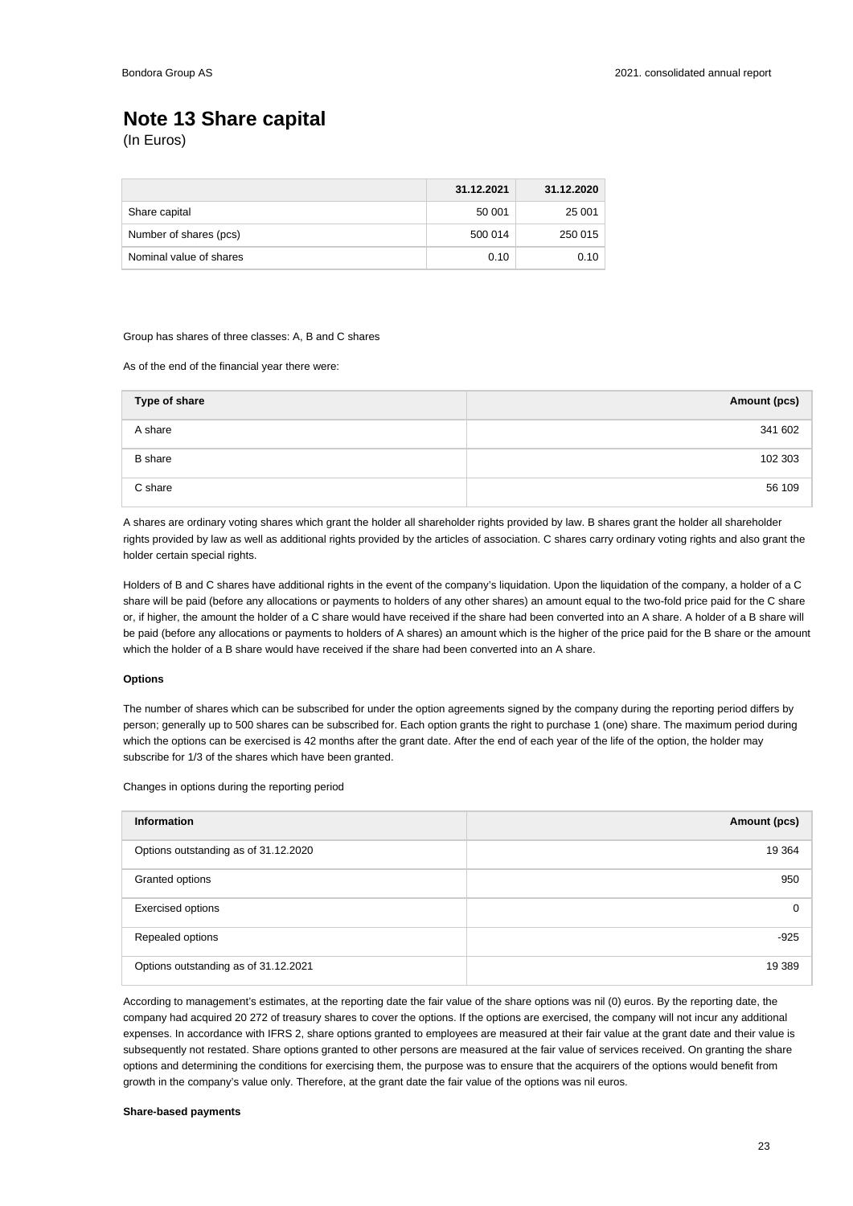# Note 13 Share capital

(In Euros)

| | 31.12.2021 | 31.12.2020 |
|---|---|---|
| Share capital | 50 001 | 25 001 |
| Number of shares (pcs) | 500 014 | 250 015 |
| Nominal value of shares | 0.10 | 0.10 |

Group has shares of three classes: A, B and C shares

As of the end of the financial year there were:

| Type of share | Amount (pcs) |
|---|---|
| A share | 341 602 |
| B share | 102 303 |
| C share | 56 109 |

A shares are ordinary voting shares which grant the holder all shareholder rights provided by law. B shares grant the holder all shareholder rights provided by law as well as additional rights provided by the articles of association. C shares carry ordinary voting rights and also grant the holder certain special rights.

Holders of B and C shares have additional rights in the event of the company's liquidation. Upon the liquidation of the company, a holder of a C share will be paid (before any allocations or payments to holders of any other shares) an amount equal to the two-fold price paid for the C share or, if higher, the amount the holder of a C share would have received if the share had been converted into an A share. A holder of a B share will be paid (before any allocations or payments to holders of A shares) an amount which is the higher of the price paid for the B share or the amount which the holder of a B share would have received if the share had been converted into an A share.

**Options**

The number of shares which can be subscribed for under the option agreements signed by the company during the reporting period differs by person; generally up to 500 shares can be subscribed for. Each option grants the right to purchase 1 (one) share. The maximum period during which the options can be exercised is 42 months after the grant date. After the end of each year of the life of the option, the holder may subscribe for 1/3 of the shares which have been granted.

Changes in options during the reporting period

| Information | Amount (pcs) |
|---|---|
| Options outstanding as of 31.12.2020 | 19 364 |
| Granted options | 950 |
| Exercised options | 0 |
| Repealed options | -925 |
| Options outstanding as of 31.12.2021 | 19 389 |

According to management's estimates, at the reporting date the fair value of the share options was nil (0) euros. By the reporting date, the company had acquired 20 272 of treasury shares to cover the options. If the options are exercised, the company will not incur any additional expenses. In accordance with IFRS 2, share options granted to employees are measured at their fair value at the grant date and their value is subsequently not restated. Share options granted to other persons are measured at the fair value of services received. On granting the share options and determining the conditions for exercising them, the purpose was to ensure that the acquirers of the options would benefit from growth in the company's value only. Therefore, at the grant date the fair value of the options was nil euros.

**Share-based payments**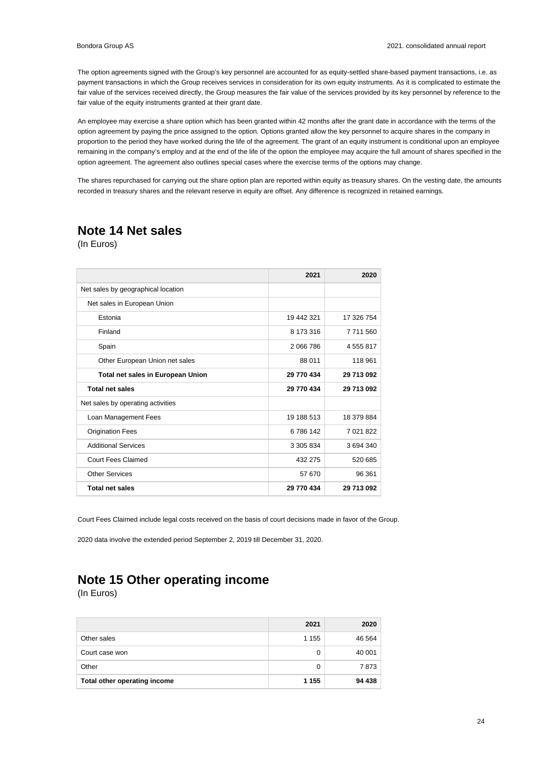The option agreements signed with the Group's key personnel are accounted for as equity-settled share-based payment transactions, i.e. as payment transactions in which the Group receives services in consideration for its own equity instruments. As it is complicated to estimate the fair value of the services received directly, the Group measures the fair value of the services provided by its key personnel by reference to the fair value of the equity instruments granted at their grant date.

An employee may exercise a share option which has been granted within 42 months after the grant date in accordance with the terms of the option agreement by paying the price assigned to the option. Options granted allow the key personnel to acquire shares in the company in proportion to the period they have worked during the life of the agreement. The grant of an equity instrument is conditional upon an employee remaining in the company's employ and at the end of the life of the option the employee may acquire the full amount of shares specified in the option agreement. The agreement also outlines special cases where the exercise terms of the options may change.

The shares repurchased for carrying out the share option plan are reported within equity as treasury shares. On the vesting date, the amounts recorded in treasury shares and the relevant reserve in equity are offset. Any difference is recognized in retained earnings.

## Note 14 Net sales

(In Euros)

| | 2021 | 2020 |
|---|---|---|
| Net sales by geographical location | | |
| Net sales in European Union | | |
| Estonia | 19 442 321 | 17 326 754 |
| Finland | 8 173 316 | 7 711 560 |
| Spain | 2 066 786 | 4 555 817 |
| Other European Union net sales | 88 011 | 118 961 |
| **Total net sales in European Union** | **29 770 434** | **29 713 092** |
| **Total net sales** | **29 770 434** | **29 713 092** |
| Net sales by operating activities | | |
| Loan Management Fees | 19 188 513 | 18 379 884 |
| Origination Fees | 6 786 142 | 7 021 822 |
| Additional Services | 3 305 834 | 3 694 340 |
| Court Fees Claimed | 432 275 | 520 685 |
| Other Services | 57 670 | 96 361 |
| **Total net sales** | **29 770 434** | **29 713 092** |

Court Fees Claimed include legal costs received on the basis of court decisions made in favor of the Group.

2020 data involve the extended period September 2, 2019 till December 31, 2020.

## Note 15 Other operating income

(In Euros)

| | 2021 | 2020 |
|---|---|---|
| Other sales | 1 155 | 46 564 |
| Court case won | 0 | 40 001 |
| Other | 0 | 7 873 |
| **Total other operating income** | **1 155** | **94 438** |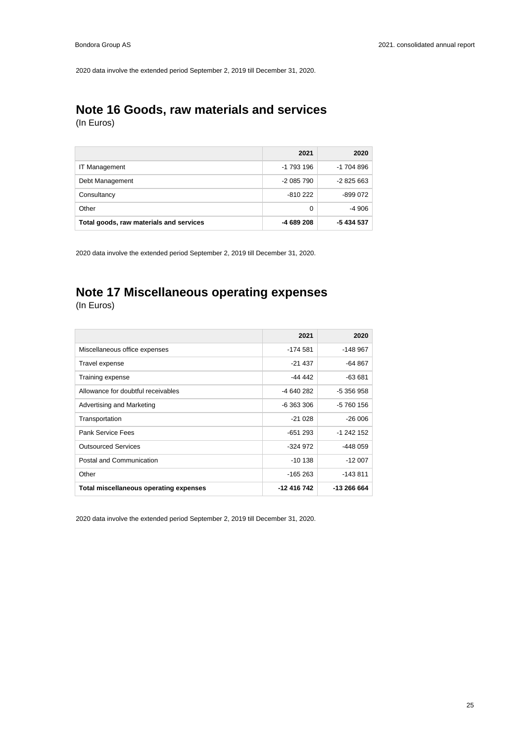2020 data involve the extended period September 2, 2019 till December 31, 2020.

## Note 16 Goods, raw materials and services

(In Euros)

| | 2021 | 2020 |
|---|---|---|
| IT Management | -1 793 196 | -1 704 896 |
| Debt Management | -2 085 790 | -2 825 663 |
| Consultancy | -810 222 | -899 072 |
| Other | 0 | -4 906 |
| **Total goods, raw materials and services** | **-4 689 208** | **-5 434 537** |

2020 data involve the extended period September 2, 2019 till December 31, 2020.

## Note 17 Miscellaneous operating expenses

(In Euros)

| | 2021 | 2020 |
|---|---|---|
| Miscellaneous office expenses | -174 581 | -148 967 |
| Travel expense | -21 437 | -64 867 |
| Training expense | -44 442 | -63 681 |
| Allowance for doubtful receivables | -4 640 282 | -5 356 958 |
| Advertising and Marketing | -6 363 306 | -5 760 156 |
| Transportation | -21 028 | -26 006 |
| Pank Service Fees | -651 293 | -1 242 152 |
| Outsourced Services | -324 972 | -448 059 |
| Postal and Communication | -10 138 | -12 007 |
| Other | -165 263 | -143 811 |
| **Total miscellaneous operating expenses** | **-12 416 742** | **-13 266 664** |

2020 data involve the extended period September 2, 2019 till December 31, 2020.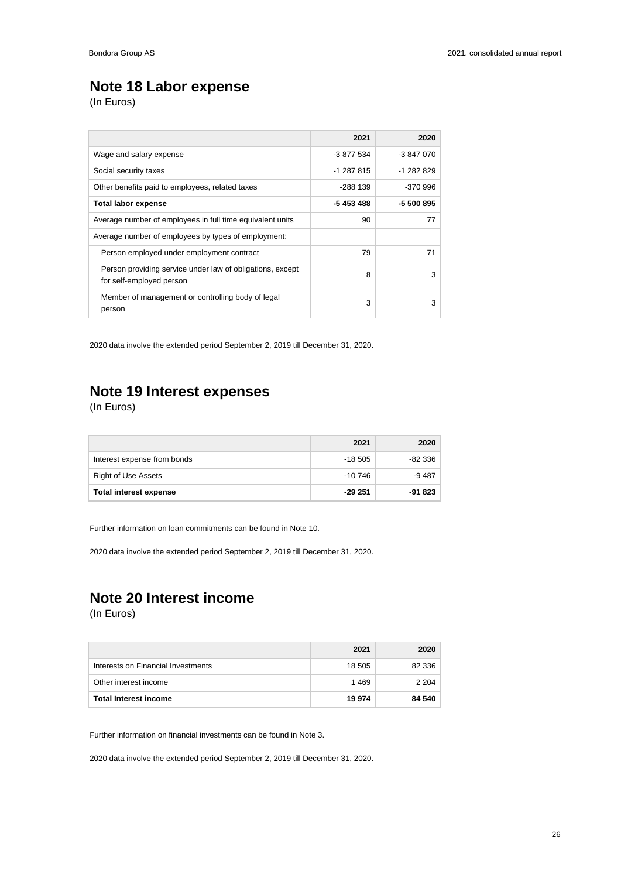## Note 18 Labor expense

(In Euros)

| | 2021 | 2020 |
|---|---|---|
| Wage and salary expense | -3 877 534 | -3 847 070 |
| Social security taxes | -1 287 815 | -1 282 829 |
| Other benefits paid to employees, related taxes | -288 139 | -370 996 |
| **Total labor expense** | **-5 453 488** | **-5 500 895** |
| Average number of employees in full time equivalent units | 90 | 77 |
| Average number of employees by types of employment: | | |
| Person employed under employment contract | 79 | 71 |
| Person providing service under law of obligations, except for self-employed person | 8 | 3 |
| Member of management or controlling body of legal person | 3 | 3 |

2020 data involve the extended period September 2, 2019 till December 31, 2020.

## Note 19 Interest expenses

(In Euros)

| | 2021 | 2020 |
|---|---|---|
| Interest expense from bonds | -18 505 | -82 336 |
| Right of Use Assets | -10 746 | -9 487 |
| **Total interest expense** | **-29 251** | **-91 823** |

Further information on loan commitments can be found in Note 10.

2020 data involve the extended period September 2, 2019 till December 31, 2020.

## Note 20 Interest income

(In Euros)

| | 2021 | 2020 |
|---|---|---|
| Interests on Financial Investments | 18 505 | 82 336 |
| Other interest income | 1 469 | 2 204 |
| **Total Interest income** | **19 974** | **84 540** |

Further information on financial investments can be found in Note 3.

2020 data involve the extended period September 2, 2019 till December 31, 2020.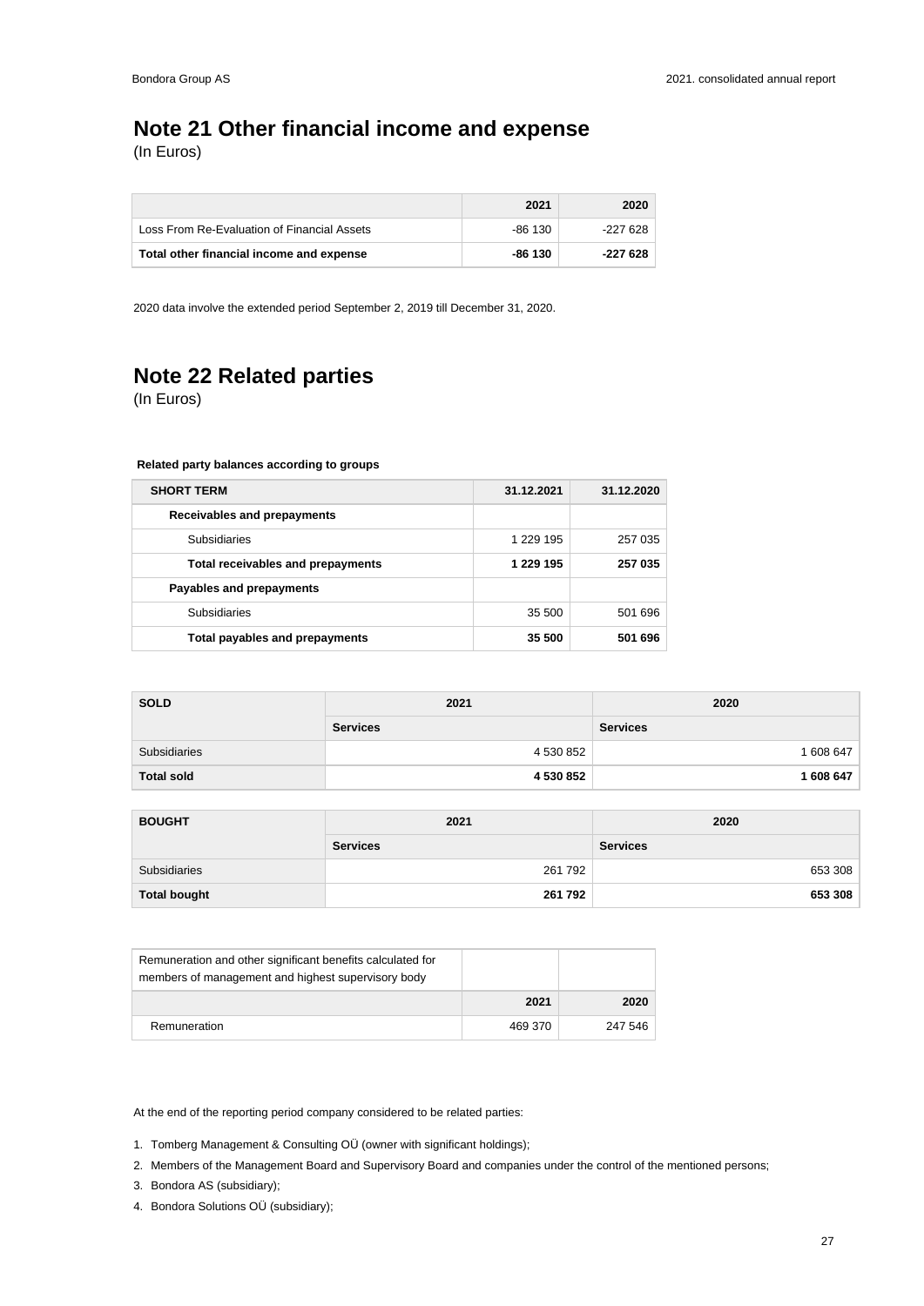# Note 21 Other financial income and expense

(In Euros)

| | 2021 | 2020 |
|---|---|---|
| Loss From Re-Evaluation of Financial Assets | -86 130 | -227 628 |
| **Total other financial income and expense** | **-86 130** | **-227 628** |

2020 data involve the extended period September 2, 2019 till December 31, 2020.

# Note 22 Related parties

(In Euros)

**Related party balances according to groups**

| SHORT TERM | 31.12.2021 | 31.12.2020 |
|---|---|---|
| **Receivables and prepayments** | | |
| Subsidiaries | 1 229 195 | 257 035 |
| **Total receivables and prepayments** | **1 229 195** | **257 035** |
| **Payables and prepayments** | | |
| Subsidiaries | 35 500 | 501 696 |
| **Total payables and prepayments** | **35 500** | **501 696** |

| SOLD | 2021 | 2020 |
|---|---|---|
| | **Services** | **Services** |
| Subsidiaries | 4 530 852 | 1 608 647 |
| **Total sold** | **4 530 852** | **1 608 647** |

| BOUGHT | 2021 | 2020 |
|---|---|---|
| | **Services** | **Services** |
| Subsidiaries | 261 792 | 653 308 |
| **Total bought** | **261 792** | **653 308** |

| Remuneration and other significant benefits calculated for members of management and highest supervisory body | | |
|---|---|---|
| | **2021** | **2020** |
| Remuneration | 469 370 | 247 546 |

At the end of the reporting period company considered to be related parties:

1. Tomberg Management & Consulting OÜ (owner with significant holdings);
2. Members of the Management Board and Supervisory Board and companies under the control of the mentioned persons;
3. Bondora AS (subsidiary);
4. Bondora Solutions OÜ (subsidiary);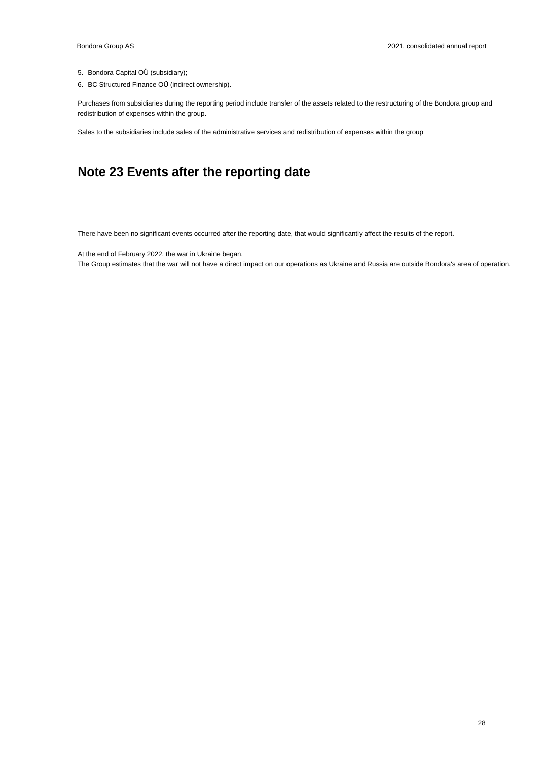5. Bondora Capital OÜ (subsidiary);
6. BC Structured Finance OÜ (indirect ownership).

Purchases from subsidiaries during the reporting period include transfer of the assets related to the restructuring of the Bondora group and redistribution of expenses within the group.

Sales to the subsidiaries include sales of the administrative services and redistribution of expenses within the group

## Note 23 Events after the reporting date

There have been no significant events occurred after the reporting date, that would significantly affect the results of the report.

At the end of February 2022, the war in Ukraine began.
The Group estimates that the war will not have a direct impact on our operations as Ukraine and Russia are outside Bondora's area of operation.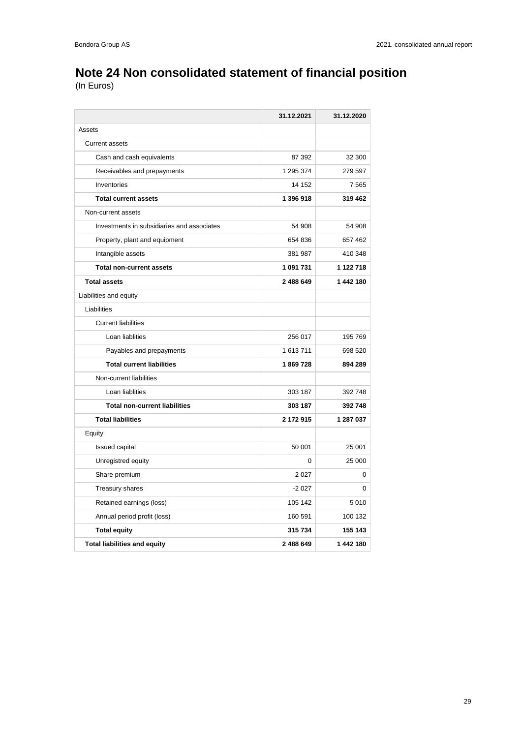# Note 24 Non consolidated statement of financial position

(In Euros)

| | 31.12.2021 | 31.12.2020 |
|---|---|---|
| Assets | | |
| Current assets | | |
| Cash and cash equivalents | 87 392 | 32 300 |
| Receivables and prepayments | 1 295 374 | 279 597 |
| Inventories | 14 152 | 7 565 |
| **Total current assets** | **1 396 918** | **319 462** |
| Non-current assets | | |
| Investments in subsidiaries and associates | 54 908 | 54 908 |
| Property, plant and equipment | 654 836 | 657 462 |
| Intangible assets | 381 987 | 410 348 |
| **Total non-current assets** | **1 091 731** | **1 122 718** |
| **Total assets** | **2 488 649** | **1 442 180** |
| Liabilities and equity | | |
| Liabilities | | |
| Current liabilities | | |
| Loan liablities | 256 017 | 195 769 |
| Payables and prepayments | 1 613 711 | 698 520 |
| **Total current liabilities** | **1 869 728** | **894 289** |
| Non-current liabilities | | |
| Loan liablities | 303 187 | 392 748 |
| **Total non-current liabilities** | **303 187** | **392 748** |
| **Total liabilities** | **2 172 915** | **1 287 037** |
| Equity | | |
| Issued capital | 50 001 | 25 001 |
| Unregistred equity | 0 | 25 000 |
| Share premium | 2 027 | 0 |
| Treasury shares | -2 027 | 0 |
| Retained earnings (loss) | 105 142 | 5 010 |
| Annual period profit (loss) | 160 591 | 100 132 |
| **Total equity** | **315 734** | **155 143** |
| **Total liabilities and equity** | **2 488 649** | **1 442 180** |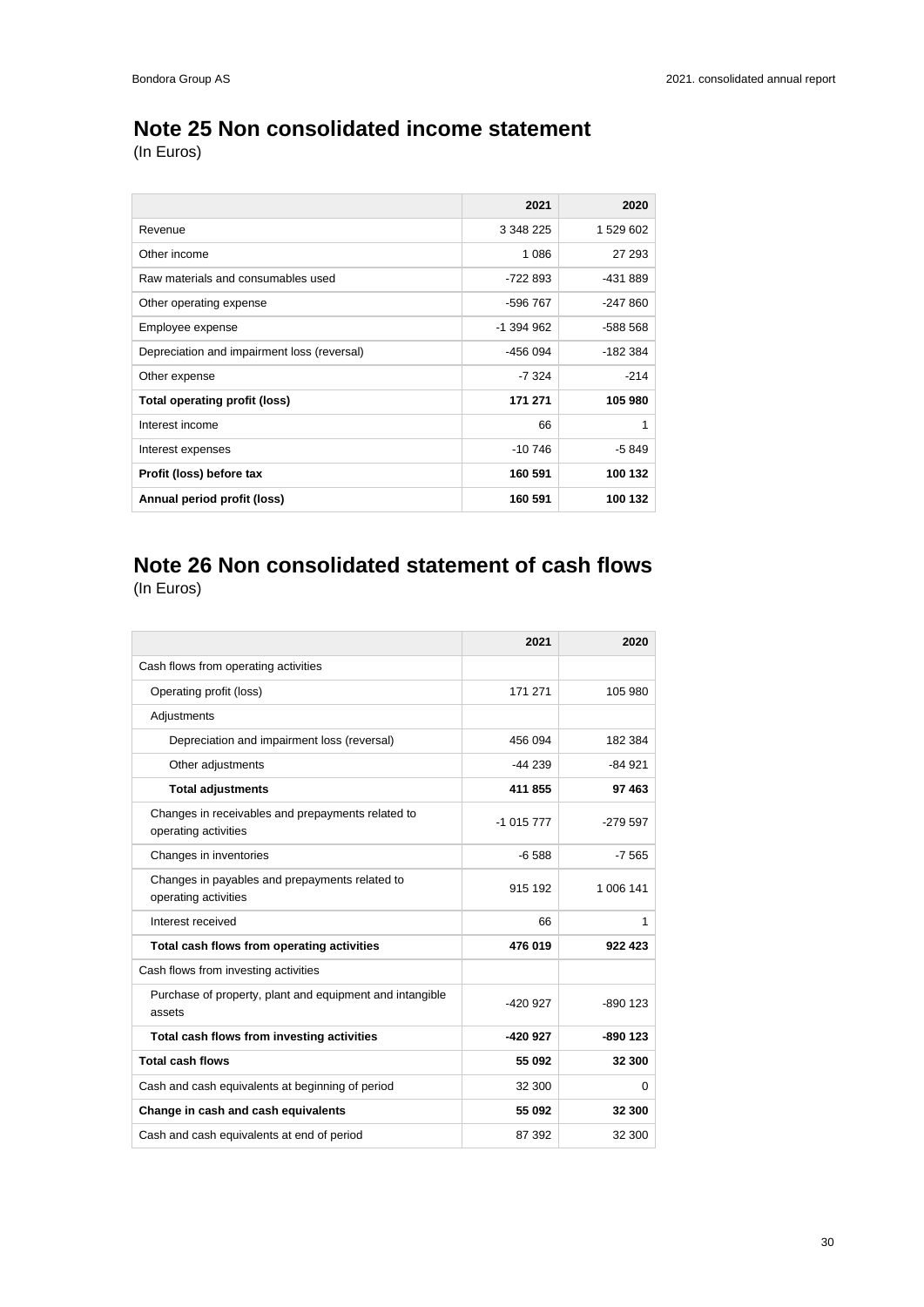## Note 25 Non consolidated income statement

(In Euros)

| | 2021 | 2020 |
|---|---|---|
| Revenue | 3 348 225 | 1 529 602 |
| Other income | 1 086 | 27 293 |
| Raw materials and consumables used | -722 893 | -431 889 |
| Other operating expense | -596 767 | -247 860 |
| Employee expense | -1 394 962 | -588 568 |
| Depreciation and impairment loss (reversal) | -456 094 | -182 384 |
| Other expense | -7 324 | -214 |
| **Total operating profit (loss)** | **171 271** | **105 980** |
| Interest income | 66 | 1 |
| Interest expenses | -10 746 | -5 849 |
| **Profit (loss) before tax** | **160 591** | **100 132** |
| **Annual period profit (loss)** | **160 591** | **100 132** |

## Note 26 Non consolidated statement of cash flows

(In Euros)

| | 2021 | 2020 |
|---|---|---|
| Cash flows from operating activities | | |
| Operating profit (loss) | 171 271 | 105 980 |
| Adjustments | | |
| Depreciation and impairment loss (reversal) | 456 094 | 182 384 |
| Other adjustments | -44 239 | -84 921 |
| **Total adjustments** | **411 855** | **97 463** |
| Changes in receivables and prepayments related to operating activities | -1 015 777 | -279 597 |
| Changes in inventories | -6 588 | -7 565 |
| Changes in payables and prepayments related to operating activities | 915 192 | 1 006 141 |
| Interest received | 66 | 1 |
| **Total cash flows from operating activities** | **476 019** | **922 423** |
| Cash flows from investing activities | | |
| Purchase of property, plant and equipment and intangible assets | -420 927 | -890 123 |
| **Total cash flows from investing activities** | **-420 927** | **-890 123** |
| **Total cash flows** | **55 092** | **32 300** |
| Cash and cash equivalents at beginning of period | 32 300 | 0 |
| **Change in cash and cash equivalents** | **55 092** | **32 300** |
| Cash and cash equivalents at end of period | 87 392 | 32 300 |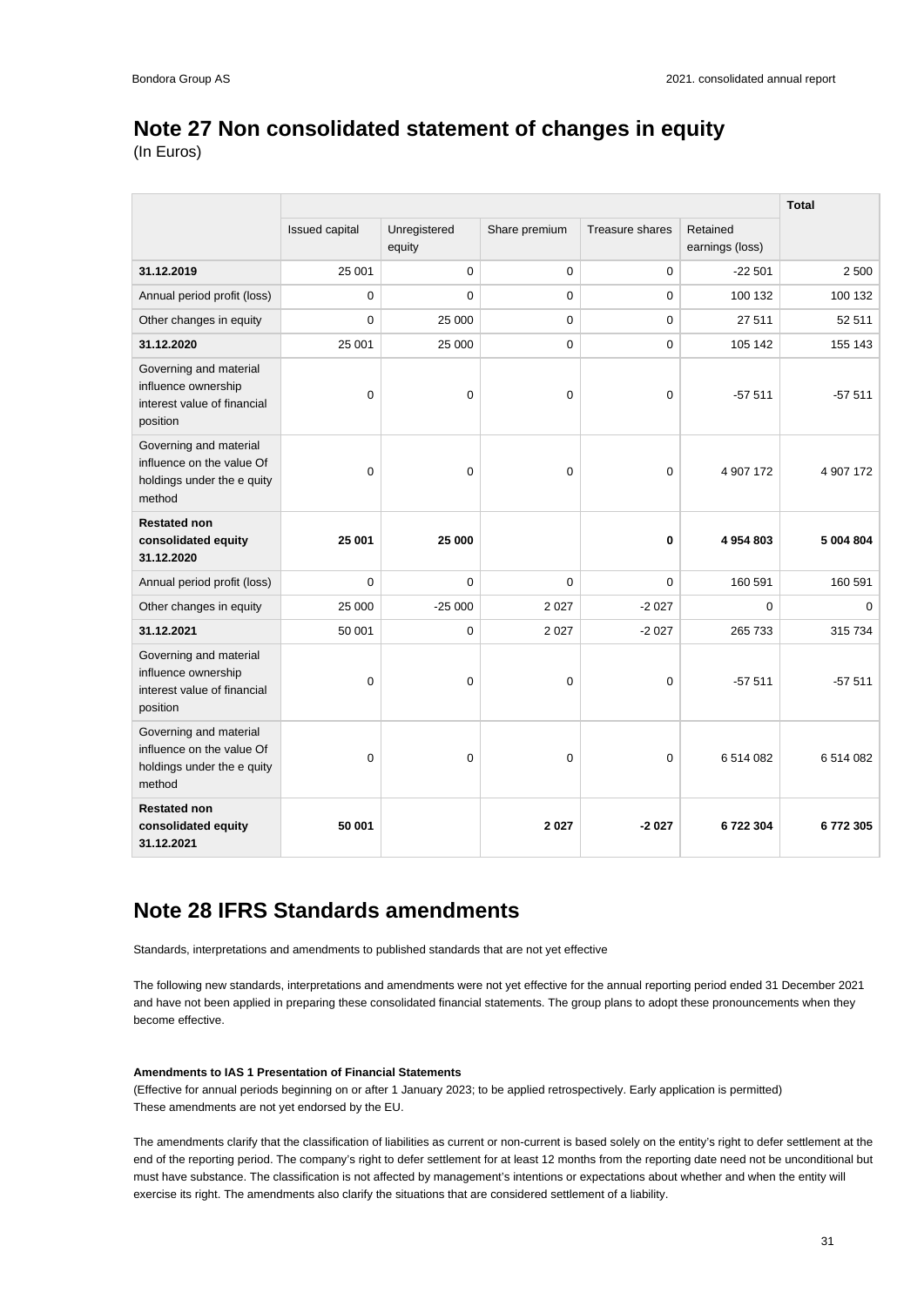## Note 27 Non consolidated statement of changes in equity

(In Euros)

| | | | | | | Total |
|---|---|---|---|---|---|---|
| | Issued capital | Unregistered equity | Share premium | Treasure shares | Retained earnings (loss) | |
| **31.12.2019** | 25 001 | 0 | 0 | 0 | -22 501 | 2 500 |
| Annual period profit (loss) | 0 | 0 | 0 | 0 | 100 132 | 100 132 |
| Other changes in equity | 0 | 25 000 | 0 | 0 | 27 511 | 52 511 |
| **31.12.2020** | 25 001 | 25 000 | 0 | 0 | 105 142 | 155 143 |
| Governing and material influence ownership interest value of financial position | 0 | 0 | 0 | 0 | -57 511 | -57 511 |
| Governing and material influence on the value Of holdings under the e quity method | 0 | 0 | 0 | 0 | 4 907 172 | 4 907 172 |
| **Restated non consolidated equity 31.12.2020** | **25 001** | **25 000** | | **0** | **4 954 803** | **5 004 804** |
| Annual period profit (loss) | 0 | 0 | 0 | 0 | 160 591 | 160 591 |
| Other changes in equity | 25 000 | -25 000 | 2 027 | -2 027 | 0 | 0 |
| **31.12.2021** | 50 001 | 0 | 2 027 | -2 027 | 265 733 | 315 734 |
| Governing and material influence ownership interest value of financial position | 0 | 0 | 0 | 0 | -57 511 | -57 511 |
| Governing and material influence on the value Of holdings under the e quity method | 0 | 0 | 0 | 0 | 6 514 082 | 6 514 082 |
| **Restated non consolidated equity 31.12.2021** | **50 001** | | **2 027** | **-2 027** | **6 722 304** | **6 772 305** |

## Note 28 IFRS Standards amendments

Standards, interpretations and amendments to published standards that are not yet effective

The following new standards, interpretations and amendments were not yet effective for the annual reporting period ended 31 December 2021 and have not been applied in preparing these consolidated financial statements. The group plans to adopt these pronouncements when they become effective.

**Amendments to IAS 1 Presentation of Financial Statements**

(Effective for annual periods beginning on or after 1 January 2023; to be applied retrospectively. Early application is permitted)
These amendments are not yet endorsed by the EU.

The amendments clarify that the classification of liabilities as current or non-current is based solely on the entity's right to defer settlement at the end of the reporting period. The company's right to defer settlement for at least 12 months from the reporting date need not be unconditional but must have substance. The classification is not affected by management's intentions or expectations about whether and when the entity will exercise its right. The amendments also clarify the situations that are considered settlement of a liability.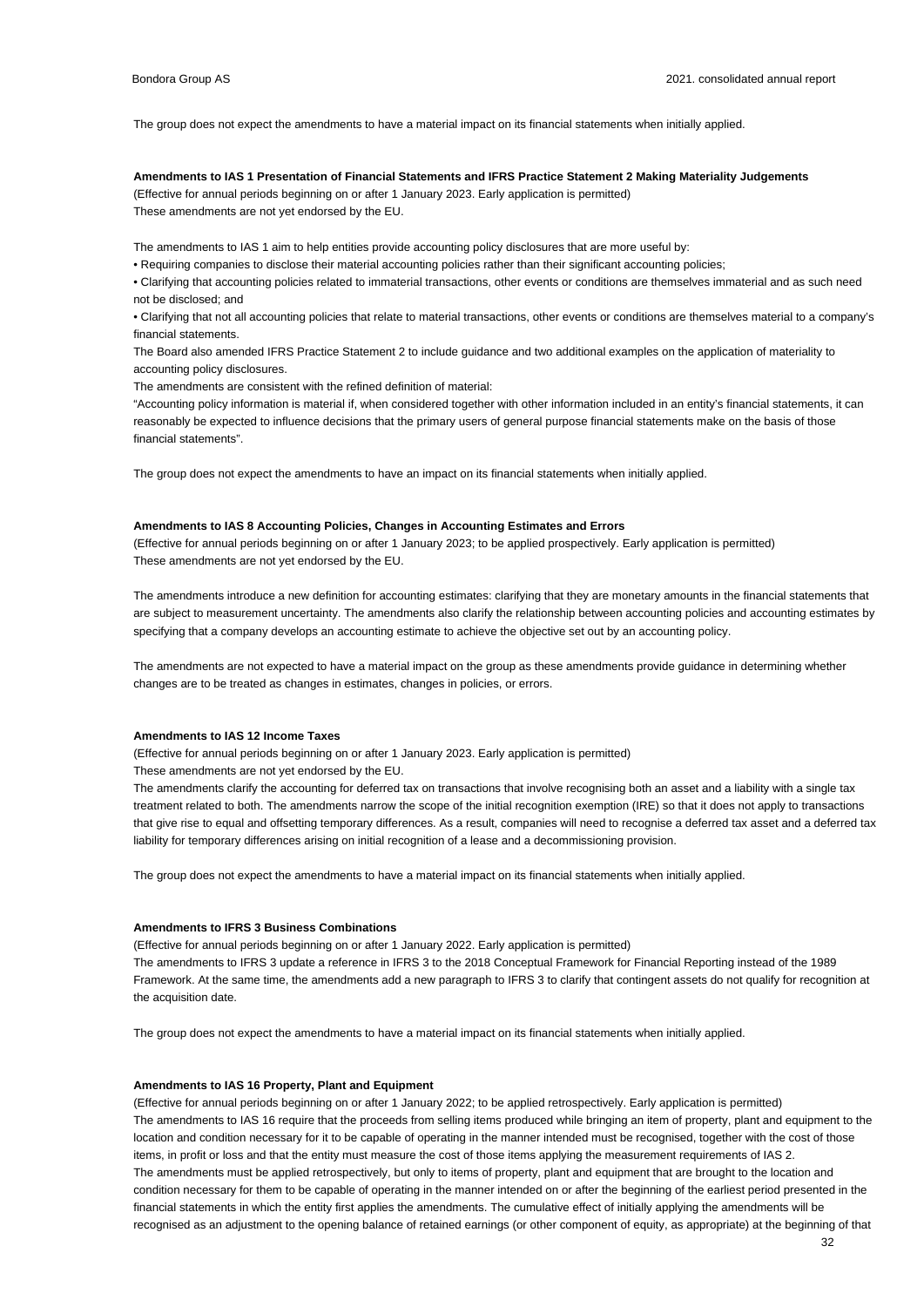The group does not expect the amendments to have a material impact on its financial statements when initially applied.

**Amendments to IAS 1 Presentation of Financial Statements and IFRS Practice Statement 2 Making Materiality Judgements**

(Effective for annual periods beginning on or after 1 January 2023. Early application is permitted)

These amendments are not yet endorsed by the EU.

The amendments to IAS 1 aim to help entities provide accounting policy disclosures that are more useful by:

• Requiring companies to disclose their material accounting policies rather than their significant accounting policies;

• Clarifying that accounting policies related to immaterial transactions, other events or conditions are themselves immaterial and as such need not be disclosed; and

• Clarifying that not all accounting policies that relate to material transactions, other events or conditions are themselves material to a company's financial statements.

The Board also amended IFRS Practice Statement 2 to include guidance and two additional examples on the application of materiality to accounting policy disclosures.

The amendments are consistent with the refined definition of material:

"Accounting policy information is material if, when considered together with other information included in an entity's financial statements, it can reasonably be expected to influence decisions that the primary users of general purpose financial statements make on the basis of those financial statements".

The group does not expect the amendments to have an impact on its financial statements when initially applied.

**Amendments to IAS 8 Accounting Policies, Changes in Accounting Estimates and Errors**

(Effective for annual periods beginning on or after 1 January 2023; to be applied prospectively. Early application is permitted)

These amendments are not yet endorsed by the EU.

The amendments introduce a new definition for accounting estimates: clarifying that they are monetary amounts in the financial statements that are subject to measurement uncertainty. The amendments also clarify the relationship between accounting policies and accounting estimates by specifying that a company develops an accounting estimate to achieve the objective set out by an accounting policy.

The amendments are not expected to have a material impact on the group as these amendments provide guidance in determining whether changes are to be treated as changes in estimates, changes in policies, or errors.

**Amendments to IAS 12 Income Taxes**

(Effective for annual periods beginning on or after 1 January 2023. Early application is permitted)

These amendments are not yet endorsed by the EU.

The amendments clarify the accounting for deferred tax on transactions that involve recognising both an asset and a liability with a single tax treatment related to both. The amendments narrow the scope of the initial recognition exemption (IRE) so that it does not apply to transactions that give rise to equal and offsetting temporary differences. As a result, companies will need to recognise a deferred tax asset and a deferred tax liability for temporary differences arising on initial recognition of a lease and a decommissioning provision.

The group does not expect the amendments to have a material impact on its financial statements when initially applied.

**Amendments to IFRS 3 Business Combinations**

(Effective for annual periods beginning on or after 1 January 2022. Early application is permitted)

The amendments to IFRS 3 update a reference in IFRS 3 to the 2018 Conceptual Framework for Financial Reporting instead of the 1989 Framework. At the same time, the amendments add a new paragraph to IFRS 3 to clarify that contingent assets do not qualify for recognition at the acquisition date.

The group does not expect the amendments to have a material impact on its financial statements when initially applied.

**Amendments to IAS 16 Property, Plant and Equipment**

(Effective for annual periods beginning on or after 1 January 2022; to be applied retrospectively. Early application is permitted)

The amendments to IAS 16 require that the proceeds from selling items produced while bringing an item of property, plant and equipment to the location and condition necessary for it to be capable of operating in the manner intended must be recognised, together with the cost of those items, in profit or loss and that the entity must measure the cost of those items applying the measurement requirements of IAS 2.

The amendments must be applied retrospectively, but only to items of property, plant and equipment that are brought to the location and condition necessary for them to be capable of operating in the manner intended on or after the beginning of the earliest period presented in the financial statements in which the entity first applies the amendments. The cumulative effect of initially applying the amendments will be recognised as an adjustment to the opening balance of retained earnings (or other component of equity, as appropriate) at the beginning of that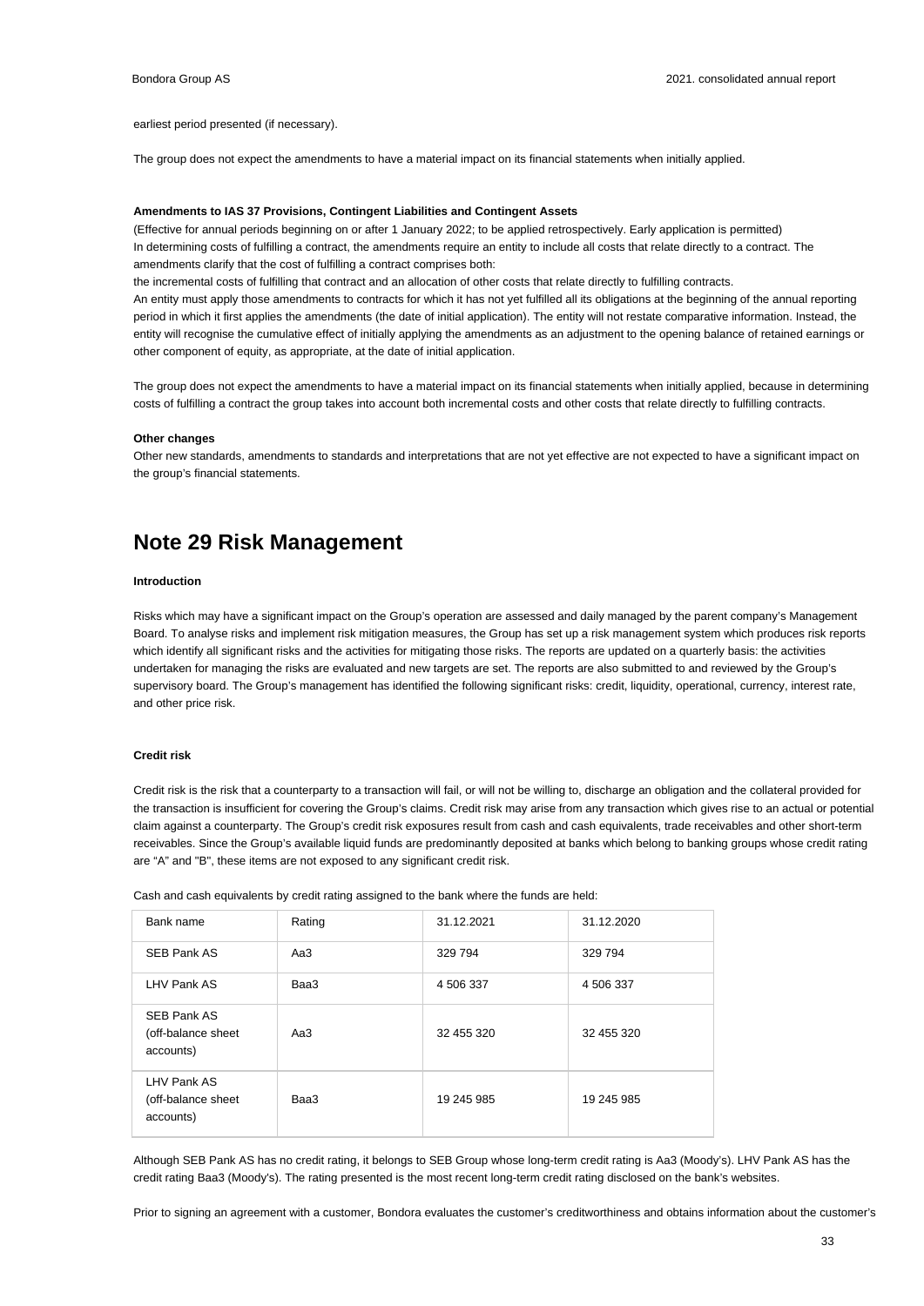earliest period presented (if necessary).

The group does not expect the amendments to have a material impact on its financial statements when initially applied.

**Amendments to IAS 37 Provisions, Contingent Liabilities and Contingent Assets**

(Effective for annual periods beginning on or after 1 January 2022; to be applied retrospectively. Early application is permitted)
In determining costs of fulfilling a contract, the amendments require an entity to include all costs that relate directly to a contract. The amendments clarify that the cost of fulfilling a contract comprises both:
the incremental costs of fulfilling that contract and an allocation of other costs that relate directly to fulfilling contracts.
An entity must apply those amendments to contracts for which it has not yet fulfilled all its obligations at the beginning of the annual reporting period in which it first applies the amendments (the date of initial application). The entity will not restate comparative information. Instead, the entity will recognise the cumulative effect of initially applying the amendments as an adjustment to the opening balance of retained earnings or other component of equity, as appropriate, at the date of initial application.

The group does not expect the amendments to have a material impact on its financial statements when initially applied, because in determining costs of fulfilling a contract the group takes into account both incremental costs and other costs that relate directly to fulfilling contracts.

**Other changes**

Other new standards, amendments to standards and interpretations that are not yet effective are not expected to have a significant impact on the group's financial statements.

# Note 29 Risk Management

**Introduction**

Risks which may have a significant impact on the Group's operation are assessed and daily managed by the parent company's Management Board. To analyse risks and implement risk mitigation measures, the Group has set up a risk management system which produces risk reports which identify all significant risks and the activities for mitigating those risks. The reports are updated on a quarterly basis: the activities undertaken for managing the risks are evaluated and new targets are set. The reports are also submitted to and reviewed by the Group's supervisory board. The Group's management has identified the following significant risks: credit, liquidity, operational, currency, interest rate, and other price risk.

**Credit risk**

Credit risk is the risk that a counterparty to a transaction will fail, or will not be willing to, discharge an obligation and the collateral provided for the transaction is insufficient for covering the Group's claims. Credit risk may arise from any transaction which gives rise to an actual or potential claim against a counterparty. The Group's credit risk exposures result from cash and cash equivalents, trade receivables and other short-term receivables. Since the Group's available liquid funds are predominantly deposited at banks which belong to banking groups whose credit rating are "A" and "B", these items are not exposed to any significant credit risk.

Cash and cash equivalents by credit rating assigned to the bank where the funds are held:

| Bank name | Rating | 31.12.2021 | 31.12.2020 |
|---|---|---|---|
| SEB Pank AS | Aa3 | 329 794 | 329 794 |
| LHV Pank AS | Baa3 | 4 506 337 | 4 506 337 |
| SEB Pank AS (off-balance sheet accounts) | Aa3 | 32 455 320 | 32 455 320 |
| LHV Pank AS (off-balance sheet accounts) | Baa3 | 19 245 985 | 19 245 985 |

Although SEB Pank AS has no credit rating, it belongs to SEB Group whose long-term credit rating is Aa3 (Moody's). LHV Pank AS has the credit rating Baa3 (Moody's). The rating presented is the most recent long-term credit rating disclosed on the bank's websites.

Prior to signing an agreement with a customer, Bondora evaluates the customer's creditworthiness and obtains information about the customer's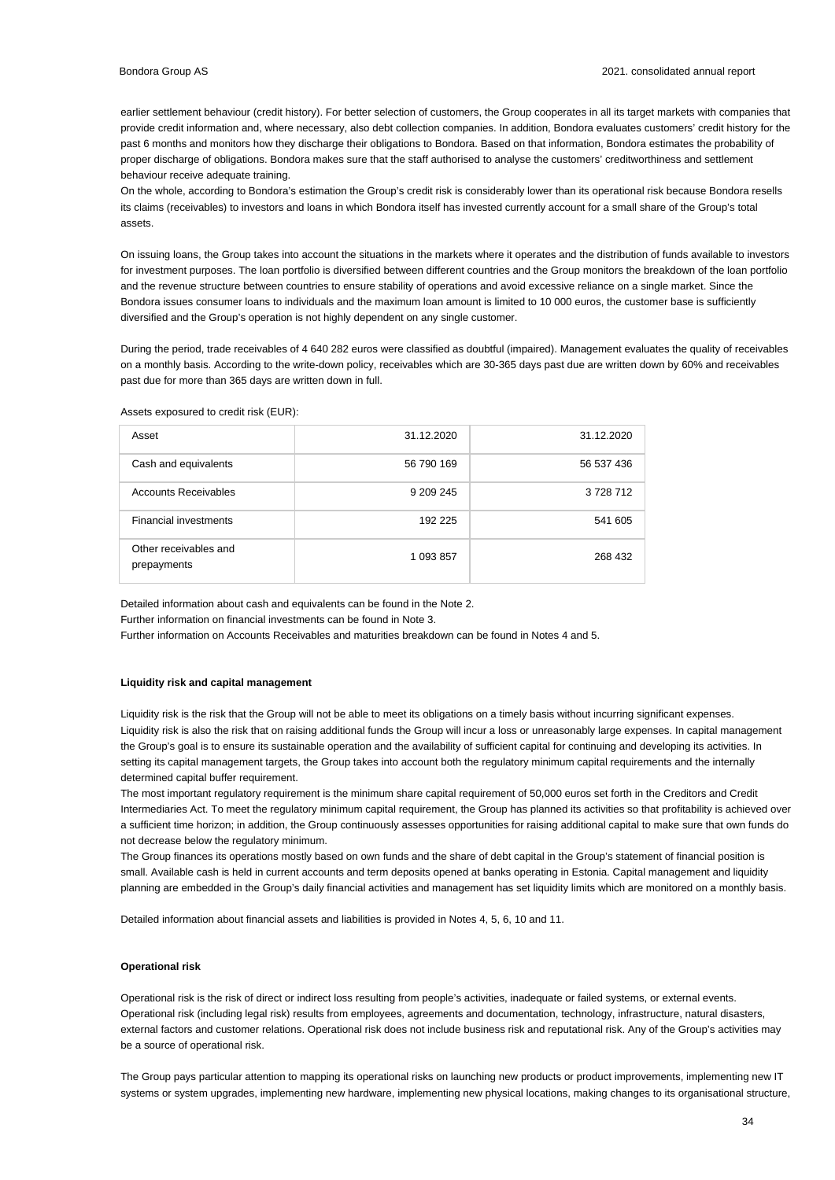earlier settlement behaviour (credit history). For better selection of customers, the Group cooperates in all its target markets with companies that provide credit information and, where necessary, also debt collection companies. In addition, Bondora evaluates customers' credit history for the past 6 months and monitors how they discharge their obligations to Bondora. Based on that information, Bondora estimates the probability of proper discharge of obligations. Bondora makes sure that the staff authorised to analyse the customers' creditworthiness and settlement behaviour receive adequate training.
On the whole, according to Bondora's estimation the Group's credit risk is considerably lower than its operational risk because Bondora resells its claims (receivables) to investors and loans in which Bondora itself has invested currently account for a small share of the Group's total assets.

On issuing loans, the Group takes into account the situations in the markets where it operates and the distribution of funds available to investors for investment purposes. The loan portfolio is diversified between different countries and the Group monitors the breakdown of the loan portfolio and the revenue structure between countries to ensure stability of operations and avoid excessive reliance on a single market. Since the Bondora issues consumer loans to individuals and the maximum loan amount is limited to 10 000 euros, the customer base is sufficiently diversified and the Group's operation is not highly dependent on any single customer.

During the period, trade receivables of 4 640 282 euros were classified as doubtful (impaired). Management evaluates the quality of receivables on a monthly basis. According to the write-down policy, receivables which are 30-365 days past due are written down by 60% and receivables past due for more than 365 days are written down in full.

Assets exposured to credit risk (EUR):

| Asset | 31.12.2020 | 31.12.2020 |
|---|---|---|
| Cash and equivalents | 56 790 169 | 56 537 436 |
| Accounts Receivables | 9 209 245 | 3 728 712 |
| Financial investments | 192 225 | 541 605 |
| Other receivables and prepayments | 1 093 857 | 268 432 |

Detailed information about cash and equivalents can be found in the Note 2.
Further information on financial investments can be found in Note 3.
Further information on Accounts Receivables and maturities breakdown can be found in Notes 4 and 5.

**Liquidity risk and capital management**

Liquidity risk is the risk that the Group will not be able to meet its obligations on a timely basis without incurring significant expenses.
Liquidity risk is also the risk that on raising additional funds the Group will incur a loss or unreasonably large expenses. In capital management the Group's goal is to ensure its sustainable operation and the availability of sufficient capital for continuing and developing its activities. In setting its capital management targets, the Group takes into account both the regulatory minimum capital requirements and the internally determined capital buffer requirement.
The most important regulatory requirement is the minimum share capital requirement of 50,000 euros set forth in the Creditors and Credit Intermediaries Act. To meet the regulatory minimum capital requirement, the Group has planned its activities so that profitability is achieved over a sufficient time horizon; in addition, the Group continuously assesses opportunities for raising additional capital to make sure that own funds do not decrease below the regulatory minimum.
The Group finances its operations mostly based on own funds and the share of debt capital in the Group's statement of financial position is small. Available cash is held in current accounts and term deposits opened at banks operating in Estonia. Capital management and liquidity planning are embedded in the Group's daily financial activities and management has set liquidity limits which are monitored on a monthly basis.

Detailed information about financial assets and liabilities is provided in Notes 4, 5, 6, 10 and 11.

**Operational risk**

Operational risk is the risk of direct or indirect loss resulting from people's activities, inadequate or failed systems, or external events.
Operational risk (including legal risk) results from employees, agreements and documentation, technology, infrastructure, natural disasters, external factors and customer relations. Operational risk does not include business risk and reputational risk. Any of the Group's activities may be a source of operational risk.

The Group pays particular attention to mapping its operational risks on launching new products or product improvements, implementing new IT systems or system upgrades, implementing new hardware, implementing new physical locations, making changes to its organisational structure,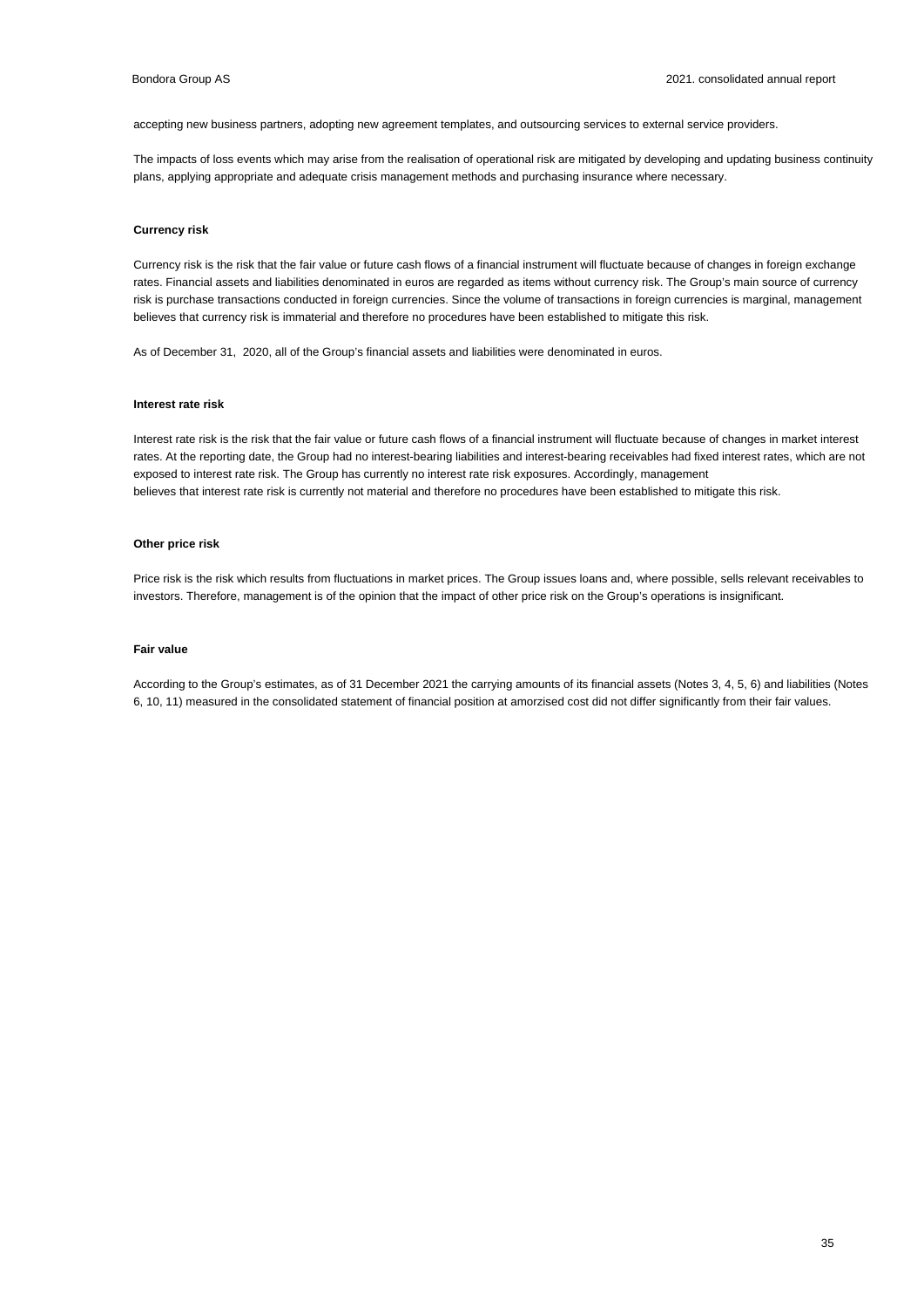accepting new business partners, adopting new agreement templates, and outsourcing services to external service providers.

The impacts of loss events which may arise from the realisation of operational risk are mitigated by developing and updating business continuity plans, applying appropriate and adequate crisis management methods and purchasing insurance where necessary.

**Currency risk**

Currency risk is the risk that the fair value or future cash flows of a financial instrument will fluctuate because of changes in foreign exchange rates. Financial assets and liabilities denominated in euros are regarded as items without currency risk. The Group's main source of currency risk is purchase transactions conducted in foreign currencies. Since the volume of transactions in foreign currencies is marginal, management believes that currency risk is immaterial and therefore no procedures have been established to mitigate this risk.

As of December 31, 2020, all of the Group's financial assets and liabilities were denominated in euros.

**Interest rate risk**

Interest rate risk is the risk that the fair value or future cash flows of a financial instrument will fluctuate because of changes in market interest rates. At the reporting date, the Group had no interest-bearing liabilities and interest-bearing receivables had fixed interest rates, which are not exposed to interest rate risk. The Group has currently no interest rate risk exposures. Accordingly, management believes that interest rate risk is currently not material and therefore no procedures have been established to mitigate this risk.

**Other price risk**

Price risk is the risk which results from fluctuations in market prices. The Group issues loans and, where possible, sells relevant receivables to investors. Therefore, management is of the opinion that the impact of other price risk on the Group's operations is insignificant.

**Fair value**

According to the Group's estimates, as of 31 December 2021 the carrying amounts of its financial assets (Notes 3, 4, 5, 6) and liabilities (Notes 6, 10, 11) measured in the consolidated statement of financial position at amorzised cost did not differ significantly from their fair values.